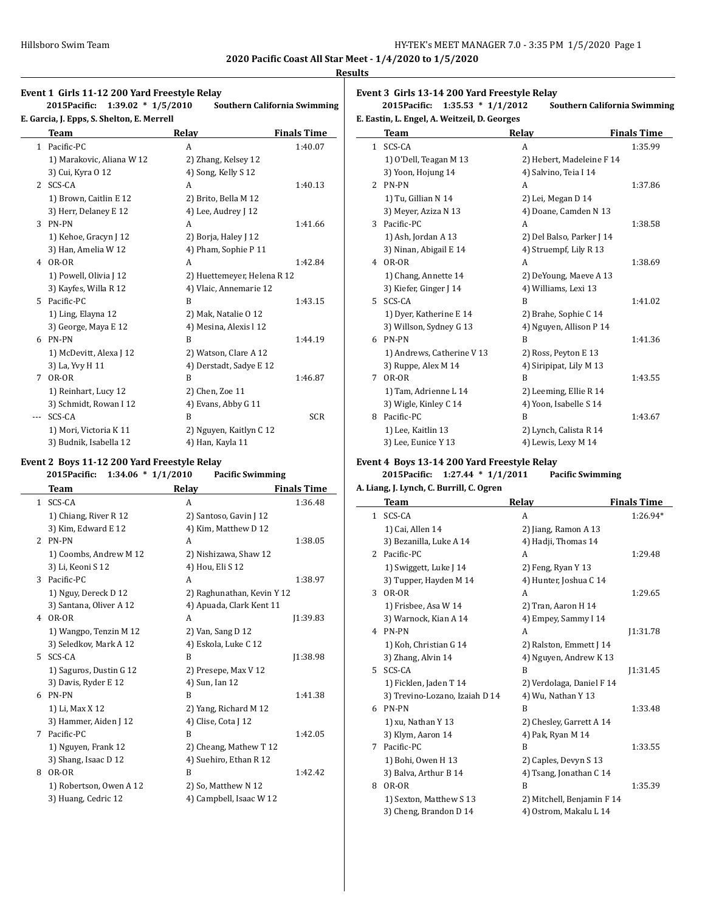**2020 Pacific Coast All Star Meet - 1/4/2020 to 1/5/2020**

**Results**

### Event 1 Girls 11-12 200 Yard Freestyle Relay

**2015Pacific: 1:39.02 * 1/5/2010 Southern California Swimming**
**E. Garcia, J. Epps, S. Shelton, E. Merrell**

| | Team | Relay | Finals Time |
|---|---|---|---|
| 1 | Pacific-PC | A | 1:40.07 |
| | 1) Marakovic, Aliana W 12 | 2) Zhang, Kelsey 12 | |
| | 3) Cui, Kyra O 12 | 4) Song, Kelly S 12 | |
| 2 | SCS-CA | A | 1:40.13 |
| | 1) Brown, Caitlin E 12 | 2) Brito, Bella M 12 | |
| | 3) Herr, Delaney E 12 | 4) Lee, Audrey J 12 | |
| 3 | PN-PN | A | 1:41.66 |
| | 1) Kehoe, Gracyn J 12 | 2) Borja, Haley J 12 | |
| | 3) Han, Amelia W 12 | 4) Pham, Sophie P 11 | |
| 4 | OR-OR | A | 1:42.84 |
| | 1) Powell, Olivia J 12 | 2) Huettemeyer, Helena R 12 | |
| | 3) Kayfes, Willa R 12 | 4) Vlaic, Annemarie 12 | |
| 5 | Pacific-PC | B | 1:43.15 |
| | 1) Ling, Elayna 12 | 2) Mak, Natalie O 12 | |
| | 3) George, Maya E 12 | 4) Mesina, Alexis l 12 | |
| 6 | PN-PN | B | 1:44.19 |
| | 1) McDevitt, Alexa J 12 | 2) Watson, Clare A 12 | |
| | 3) La, Yvy H 11 | 4) Derstadt, Sadye E 12 | |
| 7 | OR-OR | B | 1:46.87 |
| | 1) Reinhart, Lucy 12 | 2) Chen, Zoe 11 | |
| | 3) Schmidt, Rowan I 12 | 4) Evans, Abby G 11 | |
| --- | SCS-CA | B | SCR |
| | 1) Mori, Victoria K 11 | 2) Nguyen, Kaitlyn C 12 | |
| | 3) Budnik, Isabella 12 | 4) Han, Kayla 11 | |

### Event 2 Boys 11-12 200 Yard Freestyle Relay

**2015Pacific: 1:34.06 * 1/1/2010 Pacific Swimming**

| | Team | Relay | Finals Time |
|---|---|---|---|
| 1 | SCS-CA | A | 1:36.48 |
| | 1) Chiang, River R 12 | 2) Santoso, Gavin J 12 | |
| | 3) Kim, Edward E 12 | 4) Kim, Matthew D 12 | |
| 2 | PN-PN | A | 1:38.05 |
| | 1) Coombs, Andrew M 12 | 2) Nishizawa, Shaw 12 | |
| | 3) Li, Keoni S 12 | 4) Hou, Eli S 12 | |
| 3 | Pacific-PC | A | 1:38.97 |
| | 1) Nguy, Dereck D 12 | 2) Raghunathan, Kevin Y 12 | |
| | 3) Santana, Oliver A 12 | 4) Apuada, Clark Kent 11 | |
| 4 | OR-OR | A | J1:39.83 |
| | 1) Wangpo, Tenzin M 12 | 2) Van, Sang D 12 | |
| | 3) Seledkov, Mark A 12 | 4) Eskola, Luke C 12 | |
| 5 | SCS-CA | B | J1:38.98 |
| | 1) Saguros, Dustin G 12 | 2) Presepe, Max V 12 | |
| | 3) Davis, Ryder E 12 | 4) Sun, Ian 12 | |
| 6 | PN-PN | B | 1:41.38 |
| | 1) Li, Max X 12 | 2) Yang, Richard M 12 | |
| | 3) Hammer, Aiden J 12 | 4) Clise, Cota J 12 | |
| 7 | Pacific-PC | B | 1:42.05 |
| | 1) Nguyen, Frank 12 | 2) Cheang, Mathew T 12 | |
| | 3) Shang, Isaac D 12 | 4) Suehiro, Ethan R 12 | |
| 8 | OR-OR | B | 1:42.42 |
| | 1) Robertson, Owen A 12 | 2) So, Matthew N 12 | |
| | 3) Huang, Cedric 12 | 4) Campbell, Isaac W 12 | |

### Event 3 Girls 13-14 200 Yard Freestyle Relay

**2015Pacific: 1:35.53 * 1/1/2012 Southern California Swimming**
**E. Eastin, L. Engel, A. Weitzeil, D. Georges**

| | Team | Relay | Finals Time |
|---|---|---|---|
| 1 | SCS-CA | A | 1:35.99 |
| | 1) O'Dell, Teagan M 13 | 2) Hebert, Madeleine F 14 | |
| | 3) Yoon, Hojung 14 | 4) Salvino, Teia I 14 | |
| 2 | PN-PN | A | 1:37.86 |
| | 1) Tu, Gillian N 14 | 2) Lei, Megan D 14 | |
| | 3) Meyer, Aziza N 13 | 4) Doane, Camden N 13 | |
| 3 | Pacific-PC | A | 1:38.58 |
| | 1) Ash, Jordan A 13 | 2) Del Balso, Parker J 14 | |
| | 3) Ninan, Abigail E 14 | 4) Struempf, Lily R 13 | |
| 4 | OR-OR | A | 1:38.69 |
| | 1) Chang, Annette 14 | 2) DeYoung, Maeve A 13 | |
| | 3) Kiefer, Ginger J 14 | 4) Williams, Lexi 13 | |
| 5 | SCS-CA | B | 1:41.02 |
| | 1) Dyer, Katherine E 14 | 2) Brahe, Sophie C 14 | |
| | 3) Willson, Sydney G 13 | 4) Nguyen, Allison P 14 | |
| 6 | PN-PN | B | 1:41.36 |
| | 1) Andrews, Catherine V 13 | 2) Ross, Peyton E 13 | |
| | 3) Ruppe, Alex M 14 | 4) Siripipat, Lily M 13 | |
| 7 | OR-OR | B | 1:43.55 |
| | 1) Tam, Adrienne L 14 | 2) Leeming, Ellie R 14 | |
| | 3) Wigle, Kinley C 14 | 4) Yoon, Isabelle S 14 | |
| 8 | Pacific-PC | B | 1:43.67 |
| | 1) Lee, Kaitlin 13 | 2) Lynch, Calista R 14 | |
| | 3) Lee, Eunice Y 13 | 4) Lewis, Lexy M 14 | |

### Event 4 Boys 13-14 200 Yard Freestyle Relay

**2015Pacific: 1:27.44 * 1/1/2011 Pacific Swimming**
**A. Liang, J. Lynch, C. Burrill, C. Ogren**

| | Team | Relay | Finals Time |
|---|---|---|---|
| 1 | SCS-CA | A | 1:26.94* |
| | 1) Cai, Allen 14 | 2) Jiang, Ramon A 13 | |
| | 3) Bezanilla, Luke A 14 | 4) Hadji, Thomas 14 | |
| 2 | Pacific-PC | A | 1:29.48 |
| | 1) Swiggett, Luke J 14 | 2) Feng, Ryan Y 13 | |
| | 3) Tupper, Hayden M 14 | 4) Hunter, Joshua C 14 | |
| 3 | OR-OR | A | 1:29.65 |
| | 1) Frisbee, Asa W 14 | 2) Tran, Aaron H 14 | |
| | 3) Warnock, Kian A 14 | 4) Empey, Sammy I 14 | |
| 4 | PN-PN | A | J1:31.78 |
| | 1) Koh, Christian G 14 | 2) Ralston, Emmett J 14 | |
| | 3) Zhang, Alvin 14 | 4) Nguyen, Andrew K 13 | |
| 5 | SCS-CA | B | J1:31.45 |
| | 1) Ficklen, Jaden T 14 | 2) Verdolaga, Daniel F 14 | |
| | 3) Trevino-Lozano, Izaiah D 14 | 4) Wu, Nathan Y 13 | |
| 6 | PN-PN | B | 1:33.48 |
| | 1) xu, Nathan Y 13 | 2) Chesley, Garrett A 14 | |
| | 3) Klym, Aaron 14 | 4) Pak, Ryan M 14 | |
| 7 | Pacific-PC | B | 1:33.55 |
| | 1) Bohi, Owen H 13 | 2) Caples, Devyn S 13 | |
| | 3) Balva, Arthur B 14 | 4) Tsang, Jonathan C 14 | |
| 8 | OR-OR | B | 1:35.39 |
| | 1) Sexton, Matthew S 13 | 2) Mitchell, Benjamin F 14 | |
| | 3) Cheng, Brandon D 14 | 4) Ostrom, Makalu L 14 | |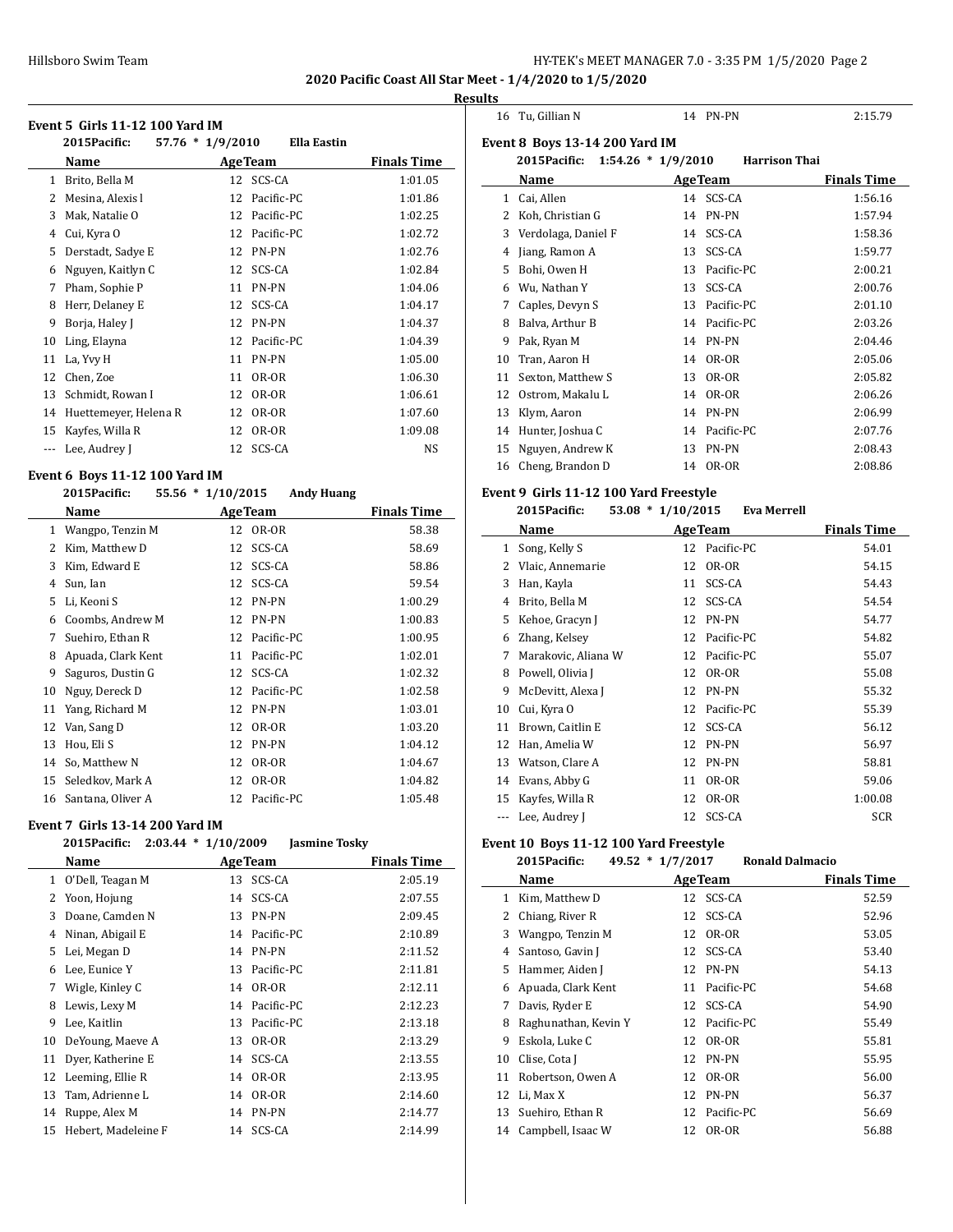**2020 Pacific Coast All Star Meet - 1/4/2020 to 1/5/2020**

**Results**

### Event 5 Girls 11-12 100 Yard IM

2015Pacific: 57.76 * 1/9/2010 Ella Eastin

| | Name | Age | Team | Finals Time |
|---|---|---|---|---|
| 1 | Brito, Bella M | 12 | SCS-CA | 1:01.05 |
| 2 | Mesina, Alexis l | 12 | Pacific-PC | 1:01.86 |
| 3 | Mak, Natalie O | 12 | Pacific-PC | 1:02.25 |
| 4 | Cui, Kyra O | 12 | Pacific-PC | 1:02.72 |
| 5 | Derstadt, Sadye E | 12 | PN-PN | 1:02.76 |
| 6 | Nguyen, Kaitlyn C | 12 | SCS-CA | 1:02.84 |
| 7 | Pham, Sophie P | 11 | PN-PN | 1:04.06 |
| 8 | Herr, Delaney E | 12 | SCS-CA | 1:04.17 |
| 9 | Borja, Haley J | 12 | PN-PN | 1:04.37 |
| 10 | Ling, Elayna | 12 | Pacific-PC | 1:04.39 |
| 11 | La, Yvy H | 11 | PN-PN | 1:05.00 |
| 12 | Chen, Zoe | 11 | OR-OR | 1:06.30 |
| 13 | Schmidt, Rowan I | 12 | OR-OR | 1:06.61 |
| 14 | Huettemeyer, Helena R | 12 | OR-OR | 1:07.60 |
| 15 | Kayfes, Willa R | 12 | OR-OR | 1:09.08 |
| --- | Lee, Audrey J | 12 | SCS-CA | NS |

### Event 6 Boys 11-12 100 Yard IM

2015Pacific: 55.56 * 1/10/2015 Andy Huang

| | Name | Age | Team | Finals Time |
|---|---|---|---|---|
| 1 | Wangpo, Tenzin M | 12 | OR-OR | 58.38 |
| 2 | Kim, Matthew D | 12 | SCS-CA | 58.69 |
| 3 | Kim, Edward E | 12 | SCS-CA | 58.86 |
| 4 | Sun, Ian | 12 | SCS-CA | 59.54 |
| 5 | Li, Keoni S | 12 | PN-PN | 1:00.29 |
| 6 | Coombs, Andrew M | 12 | PN-PN | 1:00.83 |
| 7 | Suehiro, Ethan R | 12 | Pacific-PC | 1:00.95 |
| 8 | Apuada, Clark Kent | 11 | Pacific-PC | 1:02.01 |
| 9 | Saguros, Dustin G | 12 | SCS-CA | 1:02.32 |
| 10 | Nguy, Dereck D | 12 | Pacific-PC | 1:02.58 |
| 11 | Yang, Richard M | 12 | PN-PN | 1:03.01 |
| 12 | Van, Sang D | 12 | OR-OR | 1:03.20 |
| 13 | Hou, Eli S | 12 | PN-PN | 1:04.12 |
| 14 | So, Matthew N | 12 | OR-OR | 1:04.67 |
| 15 | Seledkov, Mark A | 12 | OR-OR | 1:04.82 |
| 16 | Santana, Oliver A | 12 | Pacific-PC | 1:05.48 |

### Event 7 Girls 13-14 200 Yard IM

2015Pacific: 2:03.44 * 1/10/2009 Jasmine Tosky

| | Name | Age | Team | Finals Time |
|---|---|---|---|---|
| 1 | O'Dell, Teagan M | 13 | SCS-CA | 2:05.19 |
| 2 | Yoon, Hojung | 14 | SCS-CA | 2:07.55 |
| 3 | Doane, Camden N | 13 | PN-PN | 2:09.45 |
| 4 | Ninan, Abigail E | 14 | Pacific-PC | 2:10.89 |
| 5 | Lei, Megan D | 14 | PN-PN | 2:11.52 |
| 6 | Lee, Eunice Y | 13 | Pacific-PC | 2:11.81 |
| 7 | Wigle, Kinley C | 14 | OR-OR | 2:12.11 |
| 8 | Lewis, Lexy M | 14 | Pacific-PC | 2:12.23 |
| 9 | Lee, Kaitlin | 13 | Pacific-PC | 2:13.18 |
| 10 | DeYoung, Maeve A | 13 | OR-OR | 2:13.29 |
| 11 | Dyer, Katherine E | 14 | SCS-CA | 2:13.55 |
| 12 | Leeming, Ellie R | 14 | OR-OR | 2:13.95 |
| 13 | Tam, Adrienne L | 14 | OR-OR | 2:14.60 |
| 14 | Ruppe, Alex M | 14 | PN-PN | 2:14.77 |
| 15 | Hebert, Madeleine F | 14 | SCS-CA | 2:14.99 |
| 16 | Tu, Gillian N | 14 | PN-PN | 2:15.79 |

### Event 8 Boys 13-14 200 Yard IM

2015Pacific: 1:54.26 * 1/9/2010 Harrison Thai

| | Name | Age | Team | Finals Time |
|---|---|---|---|---|
| 1 | Cai, Allen | 14 | SCS-CA | 1:56.16 |
| 2 | Koh, Christian G | 14 | PN-PN | 1:57.94 |
| 3 | Verdolaga, Daniel F | 14 | SCS-CA | 1:58.36 |
| 4 | Jiang, Ramon A | 13 | SCS-CA | 1:59.77 |
| 5 | Bohi, Owen H | 13 | Pacific-PC | 2:00.21 |
| 6 | Wu, Nathan Y | 13 | SCS-CA | 2:00.76 |
| 7 | Caples, Devyn S | 13 | Pacific-PC | 2:01.10 |
| 8 | Balva, Arthur B | 14 | Pacific-PC | 2:03.26 |
| 9 | Pak, Ryan M | 14 | PN-PN | 2:04.46 |
| 10 | Tran, Aaron H | 14 | OR-OR | 2:05.06 |
| 11 | Sexton, Matthew S | 13 | OR-OR | 2:05.82 |
| 12 | Ostrom, Makalu L | 14 | OR-OR | 2:06.26 |
| 13 | Klym, Aaron | 14 | PN-PN | 2:06.99 |
| 14 | Hunter, Joshua C | 14 | Pacific-PC | 2:07.76 |
| 15 | Nguyen, Andrew K | 13 | PN-PN | 2:08.43 |
| 16 | Cheng, Brandon D | 14 | OR-OR | 2:08.86 |

### Event 9 Girls 11-12 100 Yard Freestyle

2015Pacific: 53.08 * 1/10/2015 Eva Merrell

| | Name | Age | Team | Finals Time |
|---|---|---|---|---|
| 1 | Song, Kelly S | 12 | Pacific-PC | 54.01 |
| 2 | Vlaic, Annemarie | 12 | OR-OR | 54.15 |
| 3 | Han, Kayla | 11 | SCS-CA | 54.43 |
| 4 | Brito, Bella M | 12 | SCS-CA | 54.54 |
| 5 | Kehoe, Gracyn J | 12 | PN-PN | 54.77 |
| 6 | Zhang, Kelsey | 12 | Pacific-PC | 54.82 |
| 7 | Marakovic, Aliana W | 12 | Pacific-PC | 55.07 |
| 8 | Powell, Olivia J | 12 | OR-OR | 55.08 |
| 9 | McDevitt, Alexa J | 12 | PN-PN | 55.32 |
| 10 | Cui, Kyra O | 12 | Pacific-PC | 55.39 |
| 11 | Brown, Caitlin E | 12 | SCS-CA | 56.12 |
| 12 | Han, Amelia W | 12 | PN-PN | 56.97 |
| 13 | Watson, Clare A | 12 | PN-PN | 58.81 |
| 14 | Evans, Abby G | 11 | OR-OR | 59.06 |
| 15 | Kayfes, Willa R | 12 | OR-OR | 1:00.08 |
| --- | Lee, Audrey J | 12 | SCS-CA | SCR |

### Event 10 Boys 11-12 100 Yard Freestyle

2015Pacific: 49.52 * 1/7/2017 Ronald Dalmacio

| | Name | Age | Team | Finals Time |
|---|---|---|---|---|
| 1 | Kim, Matthew D | 12 | SCS-CA | 52.59 |
| 2 | Chiang, River R | 12 | SCS-CA | 52.96 |
| 3 | Wangpo, Tenzin M | 12 | OR-OR | 53.05 |
| 4 | Santoso, Gavin J | 12 | SCS-CA | 53.40 |
| 5 | Hammer, Aiden J | 12 | PN-PN | 54.13 |
| 6 | Apuada, Clark Kent | 11 | Pacific-PC | 54.68 |
| 7 | Davis, Ryder E | 12 | SCS-CA | 54.90 |
| 8 | Raghunathan, Kevin Y | 12 | Pacific-PC | 55.49 |
| 9 | Eskola, Luke C | 12 | OR-OR | 55.81 |
| 10 | Clise, Cota J | 12 | PN-PN | 55.95 |
| 11 | Robertson, Owen A | 12 | OR-OR | 56.00 |
| 12 | Li, Max X | 12 | PN-PN | 56.37 |
| 13 | Suehiro, Ethan R | 12 | Pacific-PC | 56.69 |
| 14 | Campbell, Isaac W | 12 | OR-OR | 56.88 |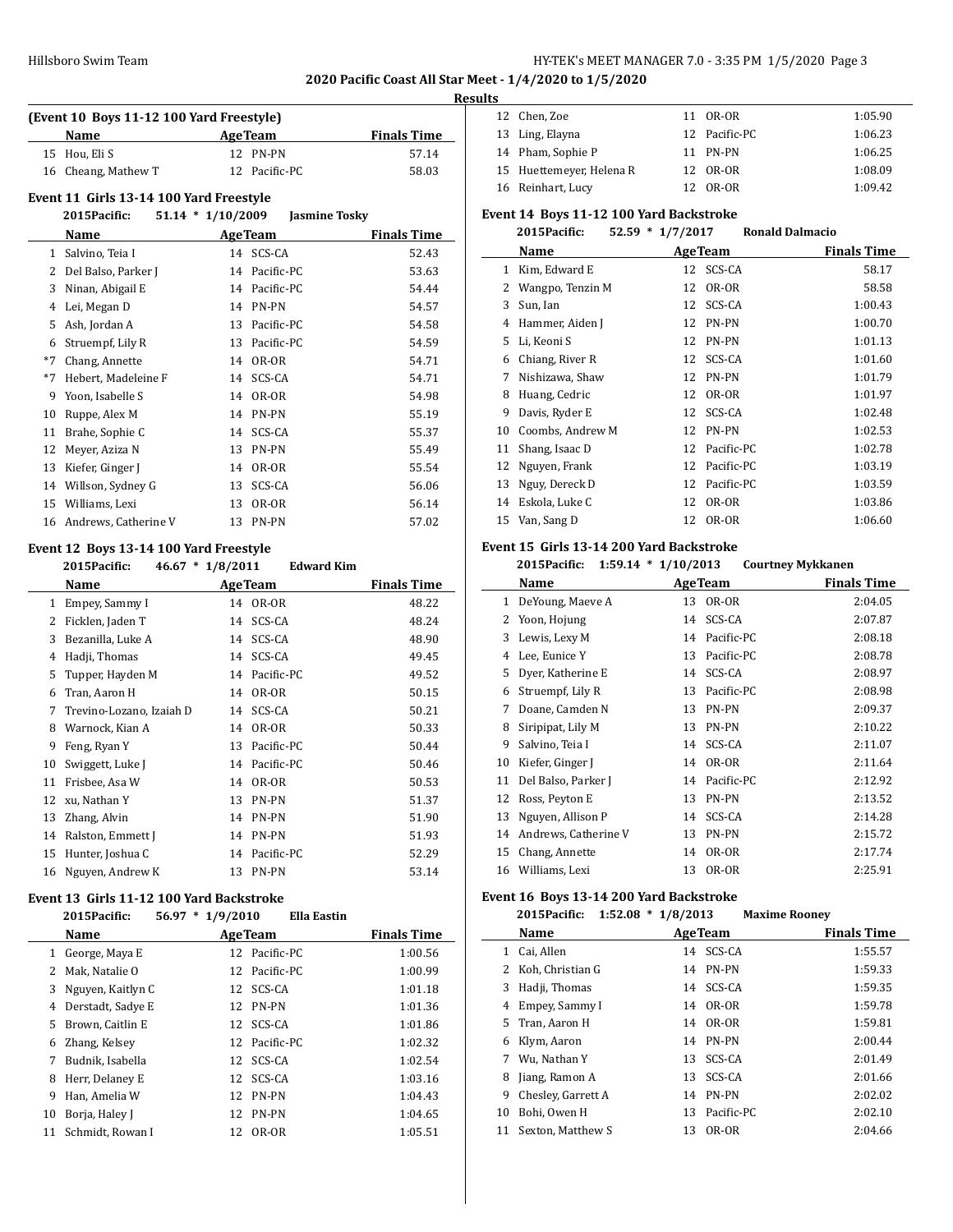## 2020 Pacific Coast All Star Meet - 1/4/2020 to 1/5/2020

### Results

**(Event 10 Boys 11-12 100 Yard Freestyle)**

| | Name | Age | Team | Finals Time |
|---|---|---|---|---|
| 15 | Hou, Eli S | 12 | PN-PN | 57.14 |
| 16 | Cheang, Mathew T | 12 | Pacific-PC | 58.03 |

**Event 11 Girls 13-14 100 Yard Freestyle**

2015Pacific: 51.14 * 1/10/2009 Jasmine Tosky

| | Name | Age | Team | Finals Time |
|---|---|---|---|---|
| 1 | Salvino, Teia I | 14 | SCS-CA | 52.43 |
| 2 | Del Balso, Parker J | 14 | Pacific-PC | 53.63 |
| 3 | Ninan, Abigail E | 14 | Pacific-PC | 54.44 |
| 4 | Lei, Megan D | 14 | PN-PN | 54.57 |
| 5 | Ash, Jordan A | 13 | Pacific-PC | 54.58 |
| 6 | Struempf, Lily R | 13 | Pacific-PC | 54.59 |
| *7 | Chang, Annette | 14 | OR-OR | 54.71 |
| *7 | Hebert, Madeleine F | 14 | SCS-CA | 54.71 |
| 9 | Yoon, Isabelle S | 14 | OR-OR | 54.98 |
| 10 | Ruppe, Alex M | 14 | PN-PN | 55.19 |
| 11 | Brahe, Sophie C | 14 | SCS-CA | 55.37 |
| 12 | Meyer, Aziza N | 13 | PN-PN | 55.49 |
| 13 | Kiefer, Ginger J | 14 | OR-OR | 55.54 |
| 14 | Willson, Sydney G | 13 | SCS-CA | 56.06 |
| 15 | Williams, Lexi | 13 | OR-OR | 56.14 |
| 16 | Andrews, Catherine V | 13 | PN-PN | 57.02 |

**Event 12 Boys 13-14 100 Yard Freestyle**

2015Pacific: 46.67 * 1/8/2011 Edward Kim

| | Name | Age | Team | Finals Time |
|---|---|---|---|---|
| 1 | Empey, Sammy I | 14 | OR-OR | 48.22 |
| 2 | Ficklen, Jaden T | 14 | SCS-CA | 48.24 |
| 3 | Bezanilla, Luke A | 14 | SCS-CA | 48.90 |
| 4 | Hadji, Thomas | 14 | SCS-CA | 49.45 |
| 5 | Tupper, Hayden M | 14 | Pacific-PC | 49.52 |
| 6 | Tran, Aaron H | 14 | OR-OR | 50.15 |
| 7 | Trevino-Lozano, Izaiah D | 14 | SCS-CA | 50.21 |
| 8 | Warnock, Kian A | 14 | OR-OR | 50.33 |
| 9 | Feng, Ryan Y | 13 | Pacific-PC | 50.44 |
| 10 | Swiggett, Luke J | 14 | Pacific-PC | 50.46 |
| 11 | Frisbee, Asa W | 14 | OR-OR | 50.53 |
| 12 | xu, Nathan Y | 13 | PN-PN | 51.37 |
| 13 | Zhang, Alvin | 14 | PN-PN | 51.90 |
| 14 | Ralston, Emmett J | 14 | PN-PN | 51.93 |
| 15 | Hunter, Joshua C | 14 | Pacific-PC | 52.29 |
| 16 | Nguyen, Andrew K | 13 | PN-PN | 53.14 |

**Event 13 Girls 11-12 100 Yard Backstroke**

2015Pacific: 56.97 * 1/9/2010 Ella Eastin

| | Name | Age | Team | Finals Time |
|---|---|---|---|---|
| 1 | George, Maya E | 12 | Pacific-PC | 1:00.56 |
| 2 | Mak, Natalie O | 12 | Pacific-PC | 1:00.99 |
| 3 | Nguyen, Kaitlyn C | 12 | SCS-CA | 1:01.18 |
| 4 | Derstadt, Sadye E | 12 | PN-PN | 1:01.36 |
| 5 | Brown, Caitlin E | 12 | SCS-CA | 1:01.86 |
| 6 | Zhang, Kelsey | 12 | Pacific-PC | 1:02.32 |
| 7 | Budnik, Isabella | 12 | SCS-CA | 1:02.54 |
| 8 | Herr, Delaney E | 12 | SCS-CA | 1:03.16 |
| 9 | Han, Amelia W | 12 | PN-PN | 1:04.43 |
| 10 | Borja, Haley J | 12 | PN-PN | 1:04.65 |
| 11 | Schmidt, Rowan I | 12 | OR-OR | 1:05.51 |
| 12 | Chen, Zoe | 11 | OR-OR | 1:05.90 |
| 13 | Ling, Elayna | 12 | Pacific-PC | 1:06.23 |
| 14 | Pham, Sophie P | 11 | PN-PN | 1:06.25 |
| 15 | Huettemeyer, Helena R | 12 | OR-OR | 1:08.09 |
| 16 | Reinhart, Lucy | 12 | OR-OR | 1:09.42 |

**Event 14 Boys 11-12 100 Yard Backstroke**

2015Pacific: 52.59 * 1/7/2017 Ronald Dalmacio

| | Name | Age | Team | Finals Time |
|---|---|---|---|---|
| 1 | Kim, Edward E | 12 | SCS-CA | 58.17 |
| 2 | Wangpo, Tenzin M | 12 | OR-OR | 58.58 |
| 3 | Sun, Ian | 12 | SCS-CA | 1:00.43 |
| 4 | Hammer, Aiden J | 12 | PN-PN | 1:00.70 |
| 5 | Li, Keoni S | 12 | PN-PN | 1:01.13 |
| 6 | Chiang, River R | 12 | SCS-CA | 1:01.60 |
| 7 | Nishizawa, Shaw | 12 | PN-PN | 1:01.79 |
| 8 | Huang, Cedric | 12 | OR-OR | 1:01.97 |
| 9 | Davis, Ryder E | 12 | SCS-CA | 1:02.48 |
| 10 | Coombs, Andrew M | 12 | PN-PN | 1:02.53 |
| 11 | Shang, Isaac D | 12 | Pacific-PC | 1:02.78 |
| 12 | Nguyen, Frank | 12 | Pacific-PC | 1:03.19 |
| 13 | Nguy, Dereck D | 12 | Pacific-PC | 1:03.59 |
| 14 | Eskola, Luke C | 12 | OR-OR | 1:03.86 |
| 15 | Van, Sang D | 12 | OR-OR | 1:06.60 |

**Event 15 Girls 13-14 200 Yard Backstroke**

2015Pacific: 1:59.14 * 1/10/2013 Courtney Mykkanen

| | Name | Age | Team | Finals Time |
|---|---|---|---|---|
| 1 | DeYoung, Maeve A | 13 | OR-OR | 2:04.05 |
| 2 | Yoon, Hojung | 14 | SCS-CA | 2:07.87 |
| 3 | Lewis, Lexy M | 14 | Pacific-PC | 2:08.18 |
| 4 | Lee, Eunice Y | 13 | Pacific-PC | 2:08.78 |
| 5 | Dyer, Katherine E | 14 | SCS-CA | 2:08.97 |
| 6 | Struempf, Lily R | 13 | Pacific-PC | 2:08.98 |
| 7 | Doane, Camden N | 13 | PN-PN | 2:09.37 |
| 8 | Siripipat, Lily M | 13 | PN-PN | 2:10.22 |
| 9 | Salvino, Teia I | 14 | SCS-CA | 2:11.07 |
| 10 | Kiefer, Ginger J | 14 | OR-OR | 2:11.64 |
| 11 | Del Balso, Parker J | 14 | Pacific-PC | 2:12.92 |
| 12 | Ross, Peyton E | 13 | PN-PN | 2:13.52 |
| 13 | Nguyen, Allison P | 14 | SCS-CA | 2:14.28 |
| 14 | Andrews, Catherine V | 13 | PN-PN | 2:15.72 |
| 15 | Chang, Annette | 14 | OR-OR | 2:17.74 |
| 16 | Williams, Lexi | 13 | OR-OR | 2:25.91 |

**Event 16 Boys 13-14 200 Yard Backstroke**

2015Pacific: 1:52.08 * 1/8/2013 Maxime Rooney

| | Name | Age | Team | Finals Time |
|---|---|---|---|---|
| 1 | Cai, Allen | 14 | SCS-CA | 1:55.57 |
| 2 | Koh, Christian G | 14 | PN-PN | 1:59.33 |
| 3 | Hadji, Thomas | 14 | SCS-CA | 1:59.35 |
| 4 | Empey, Sammy I | 14 | OR-OR | 1:59.78 |
| 5 | Tran, Aaron H | 14 | OR-OR | 1:59.81 |
| 6 | Klym, Aaron | 14 | PN-PN | 2:00.44 |
| 7 | Wu, Nathan Y | 13 | SCS-CA | 2:01.49 |
| 8 | Jiang, Ramon A | 13 | SCS-CA | 2:01.66 |
| 9 | Chesley, Garrett A | 14 | PN-PN | 2:02.02 |
| 10 | Bohi, Owen H | 13 | Pacific-PC | 2:02.10 |
| 11 | Sexton, Matthew S | 13 | OR-OR | 2:04.66 |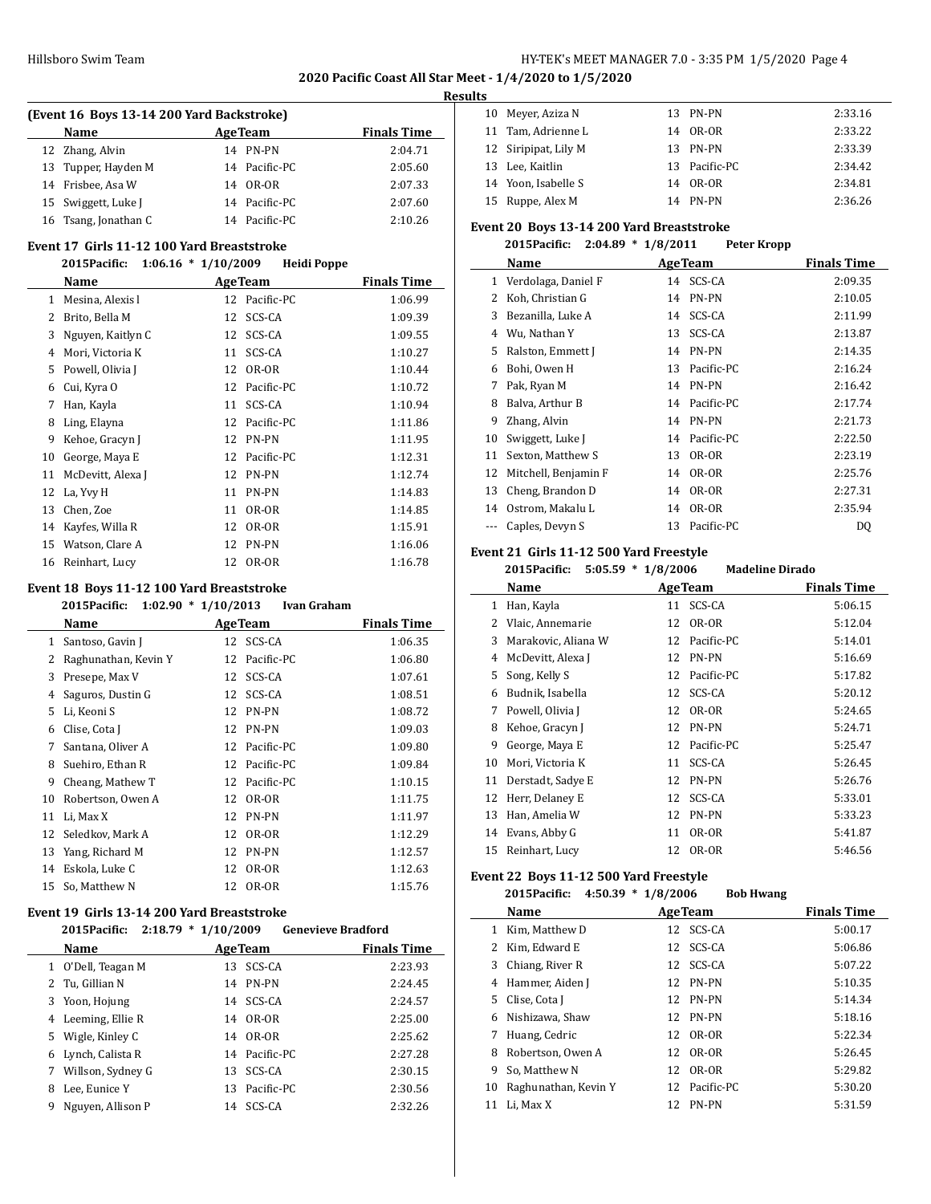**2020 Pacific Coast All Star Meet - 1/4/2020 to 1/5/2020**

**Results**

### (Event 16 Boys 13-14 200 Yard Backstroke)

| | Name | Age | Team | Finals Time |
|---|---|---|---|---|
| 12 | Zhang, Alvin | 14 | PN-PN | 2:04.71 |
| 13 | Tupper, Hayden M | 14 | Pacific-PC | 2:05.60 |
| 14 | Frisbee, Asa W | 14 | OR-OR | 2:07.33 |
| 15 | Swiggett, Luke J | 14 | Pacific-PC | 2:07.60 |
| 16 | Tsang, Jonathan C | 14 | Pacific-PC | 2:10.26 |

### Event 17 Girls 11-12 100 Yard Breaststroke

2015Pacific: 1:06.16 * 1/10/2009 Heidi Poppe

| | Name | Age | Team | Finals Time |
|---|---|---|---|---|
| 1 | Mesina, Alexis l | 12 | Pacific-PC | 1:06.99 |
| 2 | Brito, Bella M | 12 | SCS-CA | 1:09.39 |
| 3 | Nguyen, Kaitlyn C | 12 | SCS-CA | 1:09.55 |
| 4 | Mori, Victoria K | 11 | SCS-CA | 1:10.27 |
| 5 | Powell, Olivia J | 12 | OR-OR | 1:10.44 |
| 6 | Cui, Kyra O | 12 | Pacific-PC | 1:10.72 |
| 7 | Han, Kayla | 11 | SCS-CA | 1:10.94 |
| 8 | Ling, Elayna | 12 | Pacific-PC | 1:11.86 |
| 9 | Kehoe, Gracyn J | 12 | PN-PN | 1:11.95 |
| 10 | George, Maya E | 12 | Pacific-PC | 1:12.31 |
| 11 | McDevitt, Alexa J | 12 | PN-PN | 1:12.74 |
| 12 | La, Yvy H | 11 | PN-PN | 1:14.83 |
| 13 | Chen, Zoe | 11 | OR-OR | 1:14.85 |
| 14 | Kayfes, Willa R | 12 | OR-OR | 1:15.91 |
| 15 | Watson, Clare A | 12 | PN-PN | 1:16.06 |
| 16 | Reinhart, Lucy | 12 | OR-OR | 1:16.78 |

### Event 18 Boys 11-12 100 Yard Breaststroke

2015Pacific: 1:02.90 * 1/10/2013 Ivan Graham

| | Name | Age | Team | Finals Time |
|---|---|---|---|---|
| 1 | Santoso, Gavin J | 12 | SCS-CA | 1:06.35 |
| 2 | Raghunathan, Kevin Y | 12 | Pacific-PC | 1:06.80 |
| 3 | Presepe, Max V | 12 | SCS-CA | 1:07.61 |
| 4 | Saguros, Dustin G | 12 | SCS-CA | 1:08.51 |
| 5 | Li, Keoni S | 12 | PN-PN | 1:08.72 |
| 6 | Clise, Cota J | 12 | PN-PN | 1:09.03 |
| 7 | Santana, Oliver A | 12 | Pacific-PC | 1:09.80 |
| 8 | Suehiro, Ethan R | 12 | Pacific-PC | 1:09.84 |
| 9 | Cheang, Mathew T | 12 | Pacific-PC | 1:10.15 |
| 10 | Robertson, Owen A | 12 | OR-OR | 1:11.75 |
| 11 | Li, Max X | 12 | PN-PN | 1:11.97 |
| 12 | Seledkov, Mark A | 12 | OR-OR | 1:12.29 |
| 13 | Yang, Richard M | 12 | PN-PN | 1:12.57 |
| 14 | Eskola, Luke C | 12 | OR-OR | 1:12.63 |
| 15 | So, Matthew N | 12 | OR-OR | 1:15.76 |

### Event 19 Girls 13-14 200 Yard Breaststroke

2015Pacific: 2:18.79 * 1/10/2009 Genevieve Bradford

| | Name | Age | Team | Finals Time |
|---|---|---|---|---|
| 1 | O'Dell, Teagan M | 13 | SCS-CA | 2:23.93 |
| 2 | Tu, Gillian N | 14 | PN-PN | 2:24.45 |
| 3 | Yoon, Hojung | 14 | SCS-CA | 2:24.57 |
| 4 | Leeming, Ellie R | 14 | OR-OR | 2:25.00 |
| 5 | Wigle, Kinley C | 14 | OR-OR | 2:25.62 |
| 6 | Lynch, Calista R | 14 | Pacific-PC | 2:27.28 |
| 7 | Willson, Sydney G | 13 | SCS-CA | 2:30.15 |
| 8 | Lee, Eunice Y | 13 | Pacific-PC | 2:30.56 |
| 9 | Nguyen, Allison P | 14 | SCS-CA | 2:32.26 |
| 10 | Meyer, Aziza N | 13 | PN-PN | 2:33.16 |
| 11 | Tam, Adrienne L | 14 | OR-OR | 2:33.22 |
| 12 | Siripipat, Lily M | 13 | PN-PN | 2:33.39 |
| 13 | Lee, Kaitlin | 13 | Pacific-PC | 2:34.42 |
| 14 | Yoon, Isabelle S | 14 | OR-OR | 2:34.81 |
| 15 | Ruppe, Alex M | 14 | PN-PN | 2:36.26 |

### Event 20 Boys 13-14 200 Yard Breaststroke

2015Pacific: 2:04.89 * 1/8/2011 Peter Kropp

| | Name | Age | Team | Finals Time |
|---|---|---|---|---|
| 1 | Verdolaga, Daniel F | 14 | SCS-CA | 2:09.35 |
| 2 | Koh, Christian G | 14 | PN-PN | 2:10.05 |
| 3 | Bezanilla, Luke A | 14 | SCS-CA | 2:11.99 |
| 4 | Wu, Nathan Y | 13 | SCS-CA | 2:13.87 |
| 5 | Ralston, Emmett J | 14 | PN-PN | 2:14.35 |
| 6 | Bohi, Owen H | 13 | Pacific-PC | 2:16.24 |
| 7 | Pak, Ryan M | 14 | PN-PN | 2:16.42 |
| 8 | Balva, Arthur B | 14 | Pacific-PC | 2:17.74 |
| 9 | Zhang, Alvin | 14 | PN-PN | 2:21.73 |
| 10 | Swiggett, Luke J | 14 | Pacific-PC | 2:22.50 |
| 11 | Sexton, Matthew S | 13 | OR-OR | 2:23.19 |
| 12 | Mitchell, Benjamin F | 14 | OR-OR | 2:25.76 |
| 13 | Cheng, Brandon D | 14 | OR-OR | 2:27.31 |
| 14 | Ostrom, Makalu L | 14 | OR-OR | 2:35.94 |
| --- | Caples, Devyn S | 13 | Pacific-PC | DQ |

### Event 21 Girls 11-12 500 Yard Freestyle

2015Pacific: 5:05.59 * 1/8/2006 Madeline Dirado

| | Name | Age | Team | Finals Time |
|---|---|---|---|---|
| 1 | Han, Kayla | 11 | SCS-CA | 5:06.15 |
| 2 | Vlaic, Annemarie | 12 | OR-OR | 5:12.04 |
| 3 | Marakovic, Aliana W | 12 | Pacific-PC | 5:14.01 |
| 4 | McDevitt, Alexa J | 12 | PN-PN | 5:16.69 |
| 5 | Song, Kelly S | 12 | Pacific-PC | 5:17.82 |
| 6 | Budnik, Isabella | 12 | SCS-CA | 5:20.12 |
| 7 | Powell, Olivia J | 12 | OR-OR | 5:24.65 |
| 8 | Kehoe, Gracyn J | 12 | PN-PN | 5:24.71 |
| 9 | George, Maya E | 12 | Pacific-PC | 5:25.47 |
| 10 | Mori, Victoria K | 11 | SCS-CA | 5:26.45 |
| 11 | Derstadt, Sadye E | 12 | PN-PN | 5:26.76 |
| 12 | Herr, Delaney E | 12 | SCS-CA | 5:33.01 |
| 13 | Han, Amelia W | 12 | PN-PN | 5:33.23 |
| 14 | Evans, Abby G | 11 | OR-OR | 5:41.87 |
| 15 | Reinhart, Lucy | 12 | OR-OR | 5:46.56 |

### Event 22 Boys 11-12 500 Yard Freestyle

2015Pacific: 4:50.39 * 1/8/2006 Bob Hwang

| | Name | Age | Team | Finals Time |
|---|---|---|---|---|
| 1 | Kim, Matthew D | 12 | SCS-CA | 5:00.17 |
| 2 | Kim, Edward E | 12 | SCS-CA | 5:06.86 |
| 3 | Chiang, River R | 12 | SCS-CA | 5:07.22 |
| 4 | Hammer, Aiden J | 12 | PN-PN | 5:10.35 |
| 5 | Clise, Cota J | 12 | PN-PN | 5:14.34 |
| 6 | Nishizawa, Shaw | 12 | PN-PN | 5:18.16 |
| 7 | Huang, Cedric | 12 | OR-OR | 5:22.34 |
| 8 | Robertson, Owen A | 12 | OR-OR | 5:26.45 |
| 9 | So, Matthew N | 12 | OR-OR | 5:29.82 |
| 10 | Raghunathan, Kevin Y | 12 | Pacific-PC | 5:30.20 |
| 11 | Li, Max X | 12 | PN-PN | 5:31.59 |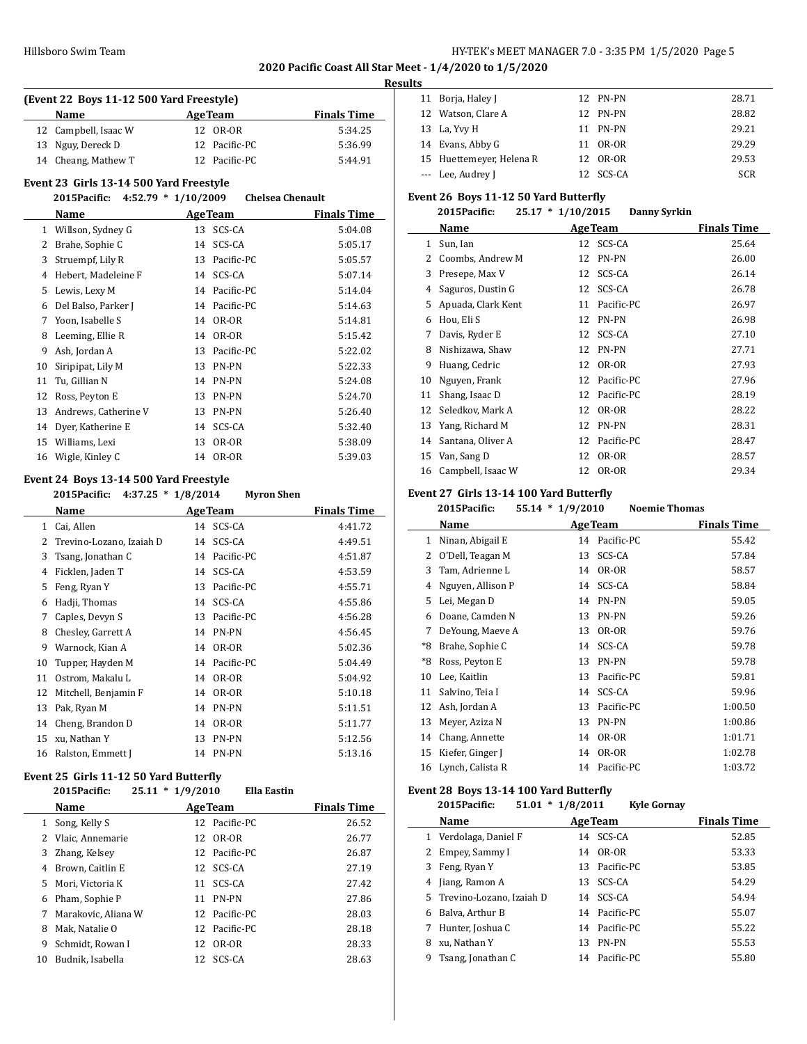## 2020 Pacific Coast All Star Meet - 1/4/2020 to 1/5/2020

### Results

**(Event 22 Boys 11-12 500 Yard Freestyle)**

| | Name | Age | Team | Finals Time |
|---|---|---|---|---|
| 12 | Campbell, Isaac W | 12 | OR-OR | 5:34.25 |
| 13 | Nguy, Dereck D | 12 | Pacific-PC | 5:36.99 |
| 14 | Cheang, Mathew T | 12 | Pacific-PC | 5:44.91 |

**Event 23 Girls 13-14 500 Yard Freestyle**

2015Pacific: 4:52.79 * 1/10/2009 Chelsea Chenault

| | Name | Age | Team | Finals Time |
|---|---|---|---|---|
| 1 | Willson, Sydney G | 13 | SCS-CA | 5:04.08 |
| 2 | Brahe, Sophie C | 14 | SCS-CA | 5:05.17 |
| 3 | Struempf, Lily R | 13 | Pacific-PC | 5:05.57 |
| 4 | Hebert, Madeleine F | 14 | SCS-CA | 5:07.14 |
| 5 | Lewis, Lexy M | 14 | Pacific-PC | 5:14.04 |
| 6 | Del Balso, Parker J | 14 | Pacific-PC | 5:14.63 |
| 7 | Yoon, Isabelle S | 14 | OR-OR | 5:14.81 |
| 8 | Leeming, Ellie R | 14 | OR-OR | 5:15.42 |
| 9 | Ash, Jordan A | 13 | Pacific-PC | 5:22.02 |
| 10 | Siripipat, Lily M | 13 | PN-PN | 5:22.33 |
| 11 | Tu, Gillian N | 14 | PN-PN | 5:24.08 |
| 12 | Ross, Peyton E | 13 | PN-PN | 5:24.70 |
| 13 | Andrews, Catherine V | 13 | PN-PN | 5:26.40 |
| 14 | Dyer, Katherine E | 14 | SCS-CA | 5:32.40 |
| 15 | Williams, Lexi | 13 | OR-OR | 5:38.09 |
| 16 | Wigle, Kinley C | 14 | OR-OR | 5:39.03 |

**Event 24 Boys 13-14 500 Yard Freestyle**

2015Pacific: 4:37.25 * 1/8/2014 Myron Shen

| | Name | Age | Team | Finals Time |
|---|---|---|---|---|
| 1 | Cai, Allen | 14 | SCS-CA | 4:41.72 |
| 2 | Trevino-Lozano, Izaiah D | 14 | SCS-CA | 4:49.51 |
| 3 | Tsang, Jonathan C | 14 | Pacific-PC | 4:51.87 |
| 4 | Ficklen, Jaden T | 14 | SCS-CA | 4:53.59 |
| 5 | Feng, Ryan Y | 13 | Pacific-PC | 4:55.71 |
| 6 | Hadji, Thomas | 14 | SCS-CA | 4:55.86 |
| 7 | Caples, Devyn S | 13 | Pacific-PC | 4:56.28 |
| 8 | Chesley, Garrett A | 14 | PN-PN | 4:56.45 |
| 9 | Warnock, Kian A | 14 | OR-OR | 5:02.36 |
| 10 | Tupper, Hayden M | 14 | Pacific-PC | 5:04.49 |
| 11 | Ostrom, Makalu L | 14 | OR-OR | 5:04.92 |
| 12 | Mitchell, Benjamin F | 14 | OR-OR | 5:10.18 |
| 13 | Pak, Ryan M | 14 | PN-PN | 5:11.51 |
| 14 | Cheng, Brandon D | 14 | OR-OR | 5:11.77 |
| 15 | xu, Nathan Y | 13 | PN-PN | 5:12.56 |
| 16 | Ralston, Emmett J | 14 | PN-PN | 5:13.16 |

**Event 25 Girls 11-12 50 Yard Butterfly**

2015Pacific: 25.11 * 1/9/2010 Ella Eastin

| | Name | Age | Team | Finals Time |
|---|---|---|---|---|
| 1 | Song, Kelly S | 12 | Pacific-PC | 26.52 |
| 2 | Vlaic, Annemarie | 12 | OR-OR | 26.77 |
| 3 | Zhang, Kelsey | 12 | Pacific-PC | 26.87 |
| 4 | Brown, Caitlin E | 12 | SCS-CA | 27.19 |
| 5 | Mori, Victoria K | 11 | SCS-CA | 27.42 |
| 6 | Pham, Sophie P | 11 | PN-PN | 27.86 |
| 7 | Marakovic, Aliana W | 12 | Pacific-PC | 28.03 |
| 8 | Mak, Natalie O | 12 | Pacific-PC | 28.18 |
| 9 | Schmidt, Rowan I | 12 | OR-OR | 28.33 |
| 10 | Budnik, Isabella | 12 | SCS-CA | 28.63 |
| 11 | Borja, Haley J | 12 | PN-PN | 28.71 |
| 12 | Watson, Clare A | 12 | PN-PN | 28.82 |
| 13 | La, Yvy H | 11 | PN-PN | 29.21 |
| 14 | Evans, Abby G | 11 | OR-OR | 29.29 |
| 15 | Huettemeyer, Helena R | 12 | OR-OR | 29.53 |
| --- | Lee, Audrey J | 12 | SCS-CA | SCR |

**Event 26 Boys 11-12 50 Yard Butterfly**

2015Pacific: 25.17 * 1/10/2015 Danny Syrkin

| | Name | Age | Team | Finals Time |
|---|---|---|---|---|
| 1 | Sun, Ian | 12 | SCS-CA | 25.64 |
| 2 | Coombs, Andrew M | 12 | PN-PN | 26.00 |
| 3 | Presepe, Max V | 12 | SCS-CA | 26.14 |
| 4 | Saguros, Dustin G | 12 | SCS-CA | 26.78 |
| 5 | Apuada, Clark Kent | 11 | Pacific-PC | 26.97 |
| 6 | Hou, Eli S | 12 | PN-PN | 26.98 |
| 7 | Davis, Ryder E | 12 | SCS-CA | 27.10 |
| 8 | Nishizawa, Shaw | 12 | PN-PN | 27.71 |
| 9 | Huang, Cedric | 12 | OR-OR | 27.93 |
| 10 | Nguyen, Frank | 12 | Pacific-PC | 27.96 |
| 11 | Shang, Isaac D | 12 | Pacific-PC | 28.19 |
| 12 | Seledkov, Mark A | 12 | OR-OR | 28.22 |
| 13 | Yang, Richard M | 12 | PN-PN | 28.31 |
| 14 | Santana, Oliver A | 12 | Pacific-PC | 28.47 |
| 15 | Van, Sang D | 12 | OR-OR | 28.57 |
| 16 | Campbell, Isaac W | 12 | OR-OR | 29.34 |

**Event 27 Girls 13-14 100 Yard Butterfly**

2015Pacific: 55.14 * 1/9/2010 Noemie Thomas

| | Name | Age | Team | Finals Time |
|---|---|---|---|---|
| 1 | Ninan, Abigail E | 14 | Pacific-PC | 55.42 |
| 2 | O'Dell, Teagan M | 13 | SCS-CA | 57.84 |
| 3 | Tam, Adrienne L | 14 | OR-OR | 58.57 |
| 4 | Nguyen, Allison P | 14 | SCS-CA | 58.84 |
| 5 | Lei, Megan D | 14 | PN-PN | 59.05 |
| 6 | Doane, Camden N | 13 | PN-PN | 59.26 |
| 7 | DeYoung, Maeve A | 13 | OR-OR | 59.76 |
| *8 | Brahe, Sophie C | 14 | SCS-CA | 59.78 |
| *8 | Ross, Peyton E | 13 | PN-PN | 59.78 |
| 10 | Lee, Kaitlin | 13 | Pacific-PC | 59.81 |
| 11 | Salvino, Teia I | 14 | SCS-CA | 59.96 |
| 12 | Ash, Jordan A | 13 | Pacific-PC | 1:00.50 |
| 13 | Meyer, Aziza N | 13 | PN-PN | 1:00.86 |
| 14 | Chang, Annette | 14 | OR-OR | 1:01.71 |
| 15 | Kiefer, Ginger J | 14 | OR-OR | 1:02.78 |
| 16 | Lynch, Calista R | 14 | Pacific-PC | 1:03.72 |

**Event 28 Boys 13-14 100 Yard Butterfly**

2015Pacific: 51.01 * 1/8/2011 Kyle Gornay

| | Name | Age | Team | Finals Time |
|---|---|---|---|---|
| 1 | Verdolaga, Daniel F | 14 | SCS-CA | 52.85 |
| 2 | Empey, Sammy I | 14 | OR-OR | 53.33 |
| 3 | Feng, Ryan Y | 13 | Pacific-PC | 53.85 |
| 4 | Jiang, Ramon A | 13 | SCS-CA | 54.29 |
| 5 | Trevino-Lozano, Izaiah D | 14 | SCS-CA | 54.94 |
| 6 | Balva, Arthur B | 14 | Pacific-PC | 55.07 |
| 7 | Hunter, Joshua C | 14 | Pacific-PC | 55.22 |
| 8 | xu, Nathan Y | 13 | PN-PN | 55.53 |
| 9 | Tsang, Jonathan C | 14 | Pacific-PC | 55.80 |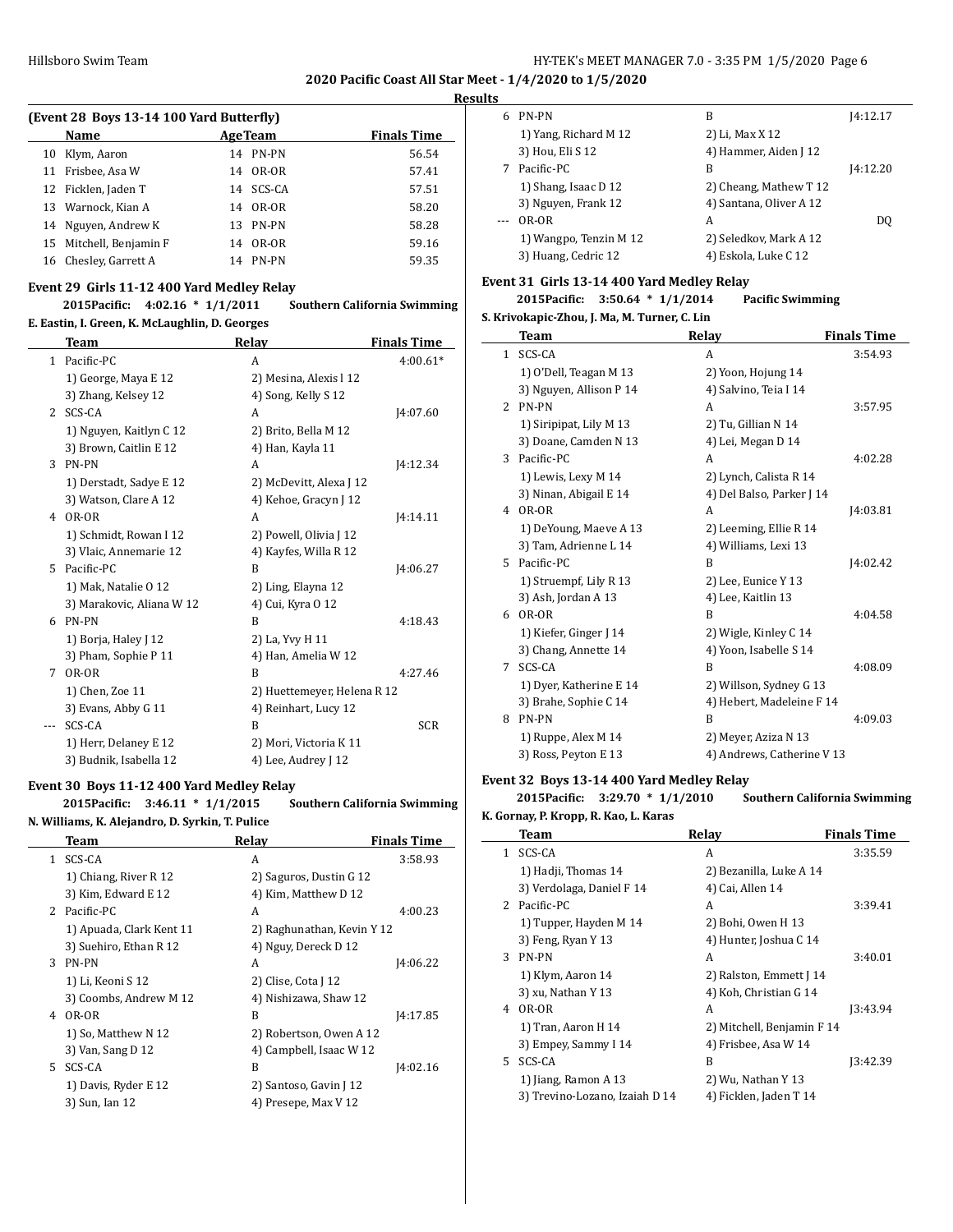## 2020 Pacific Coast All Star Meet - 1/4/2020 to 1/5/2020

**Results**

### (Event 28 Boys 13-14 100 Yard Butterfly)

| | Name | Age | Team | Finals Time |
|---|---|---|---|---|
| 10 | Klym, Aaron | 14 | PN-PN | 56.54 |
| 11 | Frisbee, Asa W | 14 | OR-OR | 57.41 |
| 12 | Ficklen, Jaden T | 14 | SCS-CA | 57.51 |
| 13 | Warnock, Kian A | 14 | OR-OR | 58.20 |
| 14 | Nguyen, Andrew K | 13 | PN-PN | 58.28 |
| 15 | Mitchell, Benjamin F | 14 | OR-OR | 59.16 |
| 16 | Chesley, Garrett A | 14 | PN-PN | 59.35 |

### Event 29 Girls 11-12 400 Yard Medley Relay

**2015Pacific: 4:02.16 * 1/1/2011 Southern California Swimming**
**E. Eastin, I. Green, K. McLaughlin, D. Georges**

| | Team | Relay | Finals Time |
|---|---|---|---|
| 1 | Pacific-PC | A | 4:00.61* |
| | 1) George, Maya E 12 | 2) Mesina, Alexis l 12 | |
| | 3) Zhang, Kelsey 12 | 4) Song, Kelly S 12 | |
| 2 | SCS-CA | A | J4:07.60 |
| | 1) Nguyen, Kaitlyn C 12 | 2) Brito, Bella M 12 | |
| | 3) Brown, Caitlin E 12 | 4) Han, Kayla 11 | |
| 3 | PN-PN | A | J4:12.34 |
| | 1) Derstadt, Sadye E 12 | 2) McDevitt, Alexa J 12 | |
| | 3) Watson, Clare A 12 | 4) Kehoe, Gracyn J 12 | |
| 4 | OR-OR | A | J4:14.11 |
| | 1) Schmidt, Rowan I 12 | 2) Powell, Olivia J 12 | |
| | 3) Vlaic, Annemarie 12 | 4) Kayfes, Willa R 12 | |
| 5 | Pacific-PC | B | J4:06.27 |
| | 1) Mak, Natalie O 12 | 2) Ling, Elayna 12 | |
| | 3) Marakovic, Aliana W 12 | 4) Cui, Kyra O 12 | |
| 6 | PN-PN | B | 4:18.43 |
| | 1) Borja, Haley J 12 | 2) La, Yvy H 11 | |
| | 3) Pham, Sophie P 11 | 4) Han, Amelia W 12 | |
| 7 | OR-OR | B | 4:27.46 |
| | 1) Chen, Zoe 11 | 2) Huettemeyer, Helena R 12 | |
| | 3) Evans, Abby G 11 | 4) Reinhart, Lucy 12 | |
| --- | SCS-CA | B | SCR |
| | 1) Herr, Delaney E 12 | 2) Mori, Victoria K 11 | |
| | 3) Budnik, Isabella 12 | 4) Lee, Audrey J 12 | |

### Event 30 Boys 11-12 400 Yard Medley Relay

**2015Pacific: 3:46.11 * 1/1/2015 Southern California Swimming**
**N. Williams, K. Alejandro, D. Syrkin, T. Pulice**

| | Team | Relay | Finals Time |
|---|---|---|---|
| 1 | SCS-CA | A | 3:58.93 |
| | 1) Chiang, River R 12 | 2) Saguros, Dustin G 12 | |
| | 3) Kim, Edward E 12 | 4) Kim, Matthew D 12 | |
| 2 | Pacific-PC | A | 4:00.23 |
| | 1) Apuada, Clark Kent 11 | 2) Raghunathan, Kevin Y 12 | |
| | 3) Suehiro, Ethan R 12 | 4) Nguy, Dereck D 12 | |
| 3 | PN-PN | A | J4:06.22 |
| | 1) Li, Keoni S 12 | 2) Clise, Cota J 12 | |
| | 3) Coombs, Andrew M 12 | 4) Nishizawa, Shaw 12 | |
| 4 | OR-OR | B | J4:17.85 |
| | 1) So, Matthew N 12 | 2) Robertson, Owen A 12 | |
| | 3) Van, Sang D 12 | 4) Campbell, Isaac W 12 | |
| 5 | SCS-CA | B | J4:02.16 |
| | 1) Davis, Ryder E 12 | 2) Santoso, Gavin J 12 | |
| | 3) Sun, Ian 12 | 4) Presepe, Max V 12 | |
| 6 | PN-PN | B | J4:12.17 |
| | 1) Yang, Richard M 12 | 2) Li, Max X 12 | |
| | 3) Hou, Eli S 12 | 4) Hammer, Aiden J 12 | |
| 7 | Pacific-PC | B | J4:12.20 |
| | 1) Shang, Isaac D 12 | 2) Cheang, Mathew T 12 | |
| | 3) Nguyen, Frank 12 | 4) Santana, Oliver A 12 | |
| --- | OR-OR | A | DQ |
| | 1) Wangpo, Tenzin M 12 | 2) Seledkov, Mark A 12 | |
| | 3) Huang, Cedric 12 | 4) Eskola, Luke C 12 | |

### Event 31 Girls 13-14 400 Yard Medley Relay

**2015Pacific: 3:50.64 * 1/1/2014 Pacific Swimming**
**S. Krivokapic-Zhou, J. Ma, M. Turner, C. Lin**

| | Team | Relay | Finals Time |
|---|---|---|---|
| 1 | SCS-CA | A | 3:54.93 |
| | 1) O'Dell, Teagan M 13 | 2) Yoon, Hojung 14 | |
| | 3) Nguyen, Allison P 14 | 4) Salvino, Teia I 14 | |
| 2 | PN-PN | A | 3:57.95 |
| | 1) Siripipat, Lily M 13 | 2) Tu, Gillian N 14 | |
| | 3) Doane, Camden N 13 | 4) Lei, Megan D 14 | |
| 3 | Pacific-PC | A | 4:02.28 |
| | 1) Lewis, Lexy M 14 | 2) Lynch, Calista R 14 | |
| | 3) Ninan, Abigail E 14 | 4) Del Balso, Parker J 14 | |
| 4 | OR-OR | A | J4:03.81 |
| | 1) DeYoung, Maeve A 13 | 2) Leeming, Ellie R 14 | |
| | 3) Tam, Adrienne L 14 | 4) Williams, Lexi 13 | |
| 5 | Pacific-PC | B | J4:02.42 |
| | 1) Struempf, Lily R 13 | 2) Lee, Eunice Y 13 | |
| | 3) Ash, Jordan A 13 | 4) Lee, Kaitlin 13 | |
| 6 | OR-OR | B | 4:04.58 |
| | 1) Kiefer, Ginger J 14 | 2) Wigle, Kinley C 14 | |
| | 3) Chang, Annette 14 | 4) Yoon, Isabelle S 14 | |
| 7 | SCS-CA | B | 4:08.09 |
| | 1) Dyer, Katherine E 14 | 2) Willson, Sydney G 13 | |
| | 3) Brahe, Sophie C 14 | 4) Hebert, Madeleine F 14 | |
| 8 | PN-PN | B | 4:09.03 |
| | 1) Ruppe, Alex M 14 | 2) Meyer, Aziza N 13 | |
| | 3) Ross, Peyton E 13 | 4) Andrews, Catherine V 13 | |

### Event 32 Boys 13-14 400 Yard Medley Relay

**2015Pacific: 3:29.70 * 1/1/2010 Southern California Swimming**
**K. Gornay, P. Kropp, R. Kao, L. Karas**

| | Team | Relay | Finals Time |
|---|---|---|---|
| 1 | SCS-CA | A | 3:35.59 |
| | 1) Hadji, Thomas 14 | 2) Bezanilla, Luke A 14 | |
| | 3) Verdolaga, Daniel F 14 | 4) Cai, Allen 14 | |
| 2 | Pacific-PC | A | 3:39.41 |
| | 1) Tupper, Hayden M 14 | 2) Bohi, Owen H 13 | |
| | 3) Feng, Ryan Y 13 | 4) Hunter, Joshua C 14 | |
| 3 | PN-PN | A | 3:40.01 |
| | 1) Klym, Aaron 14 | 2) Ralston, Emmett J 14 | |
| | 3) xu, Nathan Y 13 | 4) Koh, Christian G 14 | |
| 4 | OR-OR | A | J3:43.94 |
| | 1) Tran, Aaron H 14 | 2) Mitchell, Benjamin F 14 | |
| | 3) Empey, Sammy I 14 | 4) Frisbee, Asa W 14 | |
| 5 | SCS-CA | B | J3:42.39 |
| | 1) Jiang, Ramon A 13 | 2) Wu, Nathan Y 13 | |
| | 3) Trevino-Lozano, Izaiah D 14 | 4) Ficklen, Jaden T 14 | |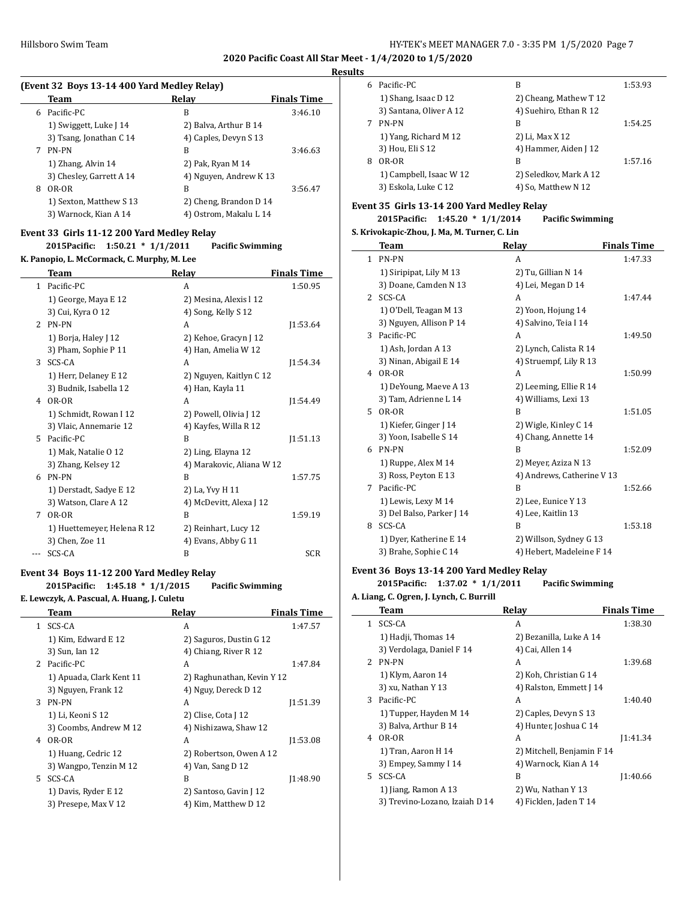**2020 Pacific Coast All Star Meet - 1/4/2020 to 1/5/2020**

**Results**

### (Event 32 Boys 13-14 400 Yard Medley Relay)

| | Team | Relay | Finals Time |
|---|---|---|---|
| 6 | Pacific-PC | B | 3:46.10 |
| | 1) Swiggett, Luke J 14 | 2) Balva, Arthur B 14 | |
| | 3) Tsang, Jonathan C 14 | 4) Caples, Devyn S 13 | |
| 7 | PN-PN | B | 3:46.63 |
| | 1) Zhang, Alvin 14 | 2) Pak, Ryan M 14 | |
| | 3) Chesley, Garrett A 14 | 4) Nguyen, Andrew K 13 | |
| 8 | OR-OR | B | 3:56.47 |
| | 1) Sexton, Matthew S 13 | 2) Cheng, Brandon D 14 | |
| | 3) Warnock, Kian A 14 | 4) Ostrom, Makalu L 14 | |

### Event 33 Girls 11-12 200 Yard Medley Relay

**2015Pacific: 1:50.21 * 1/1/2011 Pacific Swimming**

**K. Panopio, L. McCormack, C. Murphy, M. Lee**

| | Team | Relay | Finals Time |
|---|---|---|---|
| 1 | Pacific-PC | A | 1:50.95 |
| | 1) George, Maya E 12 | 2) Mesina, Alexis l 12 | |
| | 3) Cui, Kyra O 12 | 4) Song, Kelly S 12 | |
| 2 | PN-PN | A | J1:53.64 |
| | 1) Borja, Haley J 12 | 2) Kehoe, Gracyn J 12 | |
| | 3) Pham, Sophie P 11 | 4) Han, Amelia W 12 | |
| 3 | SCS-CA | A | J1:54.34 |
| | 1) Herr, Delaney E 12 | 2) Nguyen, Kaitlyn C 12 | |
| | 3) Budnik, Isabella 12 | 4) Han, Kayla 11 | |
| 4 | OR-OR | A | J1:54.49 |
| | 1) Schmidt, Rowan I 12 | 2) Powell, Olivia J 12 | |
| | 3) Vlaic, Annemarie 12 | 4) Kayfes, Willa R 12 | |
| 5 | Pacific-PC | B | J1:51.13 |
| | 1) Mak, Natalie O 12 | 2) Ling, Elayna 12 | |
| | 3) Zhang, Kelsey 12 | 4) Marakovic, Aliana W 12 | |
| 6 | PN-PN | B | 1:57.75 |
| | 1) Derstadt, Sadye E 12 | 2) La, Yvy H 11 | |
| | 3) Watson, Clare A 12 | 4) McDevitt, Alexa J 12 | |
| 7 | OR-OR | B | 1:59.19 |
| | 1) Huettemeyer, Helena R 12 | 2) Reinhart, Lucy 12 | |
| | 3) Chen, Zoe 11 | 4) Evans, Abby G 11 | |
| --- | SCS-CA | B | SCR |

### Event 34 Boys 11-12 200 Yard Medley Relay

**2015Pacific: 1:45.18 * 1/1/2015 Pacific Swimming**

**E. Lewczyk, A. Pascual, A. Huang, J. Culetu**

| | Team | Relay | Finals Time |
|---|---|---|---|
| 1 | SCS-CA | A | 1:47.57 |
| | 1) Kim, Edward E 12 | 2) Saguros, Dustin G 12 | |
| | 3) Sun, Ian 12 | 4) Chiang, River R 12 | |
| 2 | Pacific-PC | A | 1:47.84 |
| | 1) Apuada, Clark Kent 11 | 2) Raghunathan, Kevin Y 12 | |
| | 3) Nguyen, Frank 12 | 4) Nguy, Dereck D 12 | |
| 3 | PN-PN | A | J1:51.39 |
| | 1) Li, Keoni S 12 | 2) Clise, Cota J 12 | |
| | 3) Coombs, Andrew M 12 | 4) Nishizawa, Shaw 12 | |
| 4 | OR-OR | A | J1:53.08 |
| | 1) Huang, Cedric 12 | 2) Robertson, Owen A 12 | |
| | 3) Wangpo, Tenzin M 12 | 4) Van, Sang D 12 | |
| 5 | SCS-CA | B | J1:48.90 |
| | 1) Davis, Ryder E 12 | 2) Santoso, Gavin J 12 | |
| | 3) Presepe, Max V 12 | 4) Kim, Matthew D 12 | |
| 6 | Pacific-PC | B | 1:53.93 |
| | 1) Shang, Isaac D 12 | 2) Cheang, Mathew T 12 | |
| | 3) Santana, Oliver A 12 | 4) Suehiro, Ethan R 12 | |
| 7 | PN-PN | B | 1:54.25 |
| | 1) Yang, Richard M 12 | 2) Li, Max X 12 | |
| | 3) Hou, Eli S 12 | 4) Hammer, Aiden J 12 | |
| 8 | OR-OR | B | 1:57.16 |
| | 1) Campbell, Isaac W 12 | 2) Seledkov, Mark A 12 | |
| | 3) Eskola, Luke C 12 | 4) So, Matthew N 12 | |

### Event 35 Girls 13-14 200 Yard Medley Relay

**2015Pacific: 1:45.20 * 1/1/2014 Pacific Swimming**

**S. Krivokapic-Zhou, J. Ma, M. Turner, C. Lin**

| | Team | Relay | Finals Time |
|---|---|---|---|
| 1 | PN-PN | A | 1:47.33 |
| | 1) Siripipat, Lily M 13 | 2) Tu, Gillian N 14 | |
| | 3) Doane, Camden N 13 | 4) Lei, Megan D 14 | |
| 2 | SCS-CA | A | 1:47.44 |
| | 1) O'Dell, Teagan M 13 | 2) Yoon, Hojung 14 | |
| | 3) Nguyen, Allison P 14 | 4) Salvino, Teia I 14 | |
| 3 | Pacific-PC | A | 1:49.50 |
| | 1) Ash, Jordan A 13 | 2) Lynch, Calista R 14 | |
| | 3) Ninan, Abigail E 14 | 4) Struempf, Lily R 13 | |
| 4 | OR-OR | A | 1:50.99 |
| | 1) DeYoung, Maeve A 13 | 2) Leeming, Ellie R 14 | |
| | 3) Tam, Adrienne L 14 | 4) Williams, Lexi 13 | |
| 5 | OR-OR | B | 1:51.05 |
| | 1) Kiefer, Ginger J 14 | 2) Wigle, Kinley C 14 | |
| | 3) Yoon, Isabelle S 14 | 4) Chang, Annette 14 | |
| 6 | PN-PN | B | 1:52.09 |
| | 1) Ruppe, Alex M 14 | 2) Meyer, Aziza N 13 | |
| | 3) Ross, Peyton E 13 | 4) Andrews, Catherine V 13 | |
| 7 | Pacific-PC | B | 1:52.66 |
| | 1) Lewis, Lexy M 14 | 2) Lee, Eunice Y 13 | |
| | 3) Del Balso, Parker J 14 | 4) Lee, Kaitlin 13 | |
| 8 | SCS-CA | B | 1:53.18 |
| | 1) Dyer, Katherine E 14 | 2) Willson, Sydney G 13 | |
| | 3) Brahe, Sophie C 14 | 4) Hebert, Madeleine F 14 | |

### Event 36 Boys 13-14 200 Yard Medley Relay

**2015Pacific: 1:37.02 * 1/1/2011 Pacific Swimming**

**A. Liang, C. Ogren, J. Lynch, C. Burrill**

| | Team | Relay | Finals Time |
|---|---|---|---|
| 1 | SCS-CA | A | 1:38.30 |
| | 1) Hadji, Thomas 14 | 2) Bezanilla, Luke A 14 | |
| | 3) Verdolaga, Daniel F 14 | 4) Cai, Allen 14 | |
| 2 | PN-PN | A | 1:39.68 |
| | 1) Klym, Aaron 14 | 2) Koh, Christian G 14 | |
| | 3) xu, Nathan Y 13 | 4) Ralston, Emmett J 14 | |
| 3 | Pacific-PC | A | 1:40.40 |
| | 1) Tupper, Hayden M 14 | 2) Caples, Devyn S 13 | |
| | 3) Balva, Arthur B 14 | 4) Hunter, Joshua C 14 | |
| 4 | OR-OR | A | J1:41.34 |
| | 1) Tran, Aaron H 14 | 2) Mitchell, Benjamin F 14 | |
| | 3) Empey, Sammy I 14 | 4) Warnock, Kian A 14 | |
| 5 | SCS-CA | B | J1:40.66 |
| | 1) Jiang, Ramon A 13 | 2) Wu, Nathan Y 13 | |
| | 3) Trevino-Lozano, Izaiah D 14 | 4) Ficklen, Jaden T 14 | |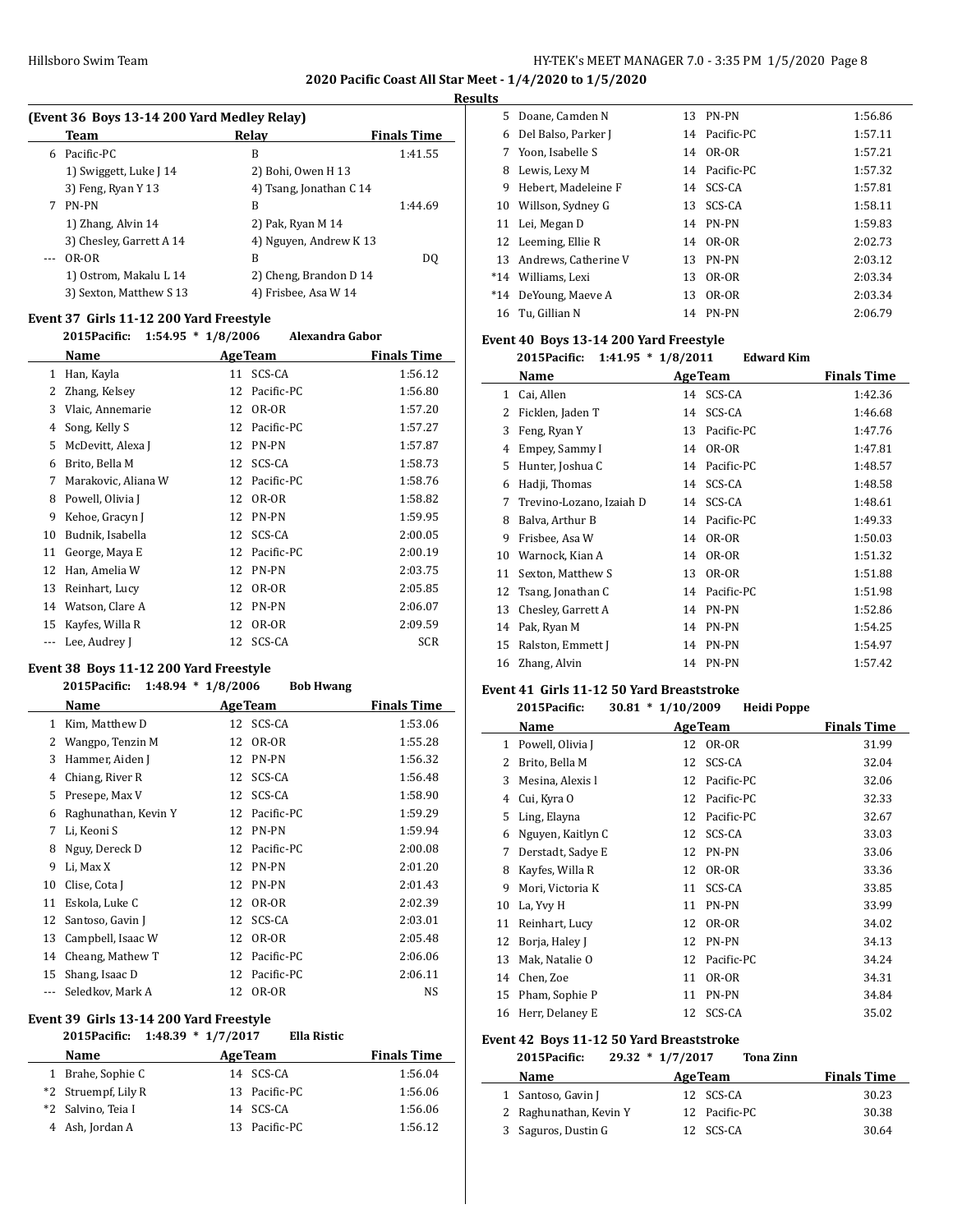## 2020 Pacific Coast All Star Meet - 1/4/2020 to 1/5/2020

### Results

**(Event 36 Boys 13-14 200 Yard Medley Relay)**

| | Team | Relay | Finals Time |
|---|---|---|---|
| 6 | Pacific-PC | B | 1:41.55 |
| | 1) Swiggett, Luke J 14 | 2) Bohi, Owen H 13 | |
| | 3) Feng, Ryan Y 13 | 4) Tsang, Jonathan C 14 | |
| 7 | PN-PN | B | 1:44.69 |
| | 1) Zhang, Alvin 14 | 2) Pak, Ryan M 14 | |
| | 3) Chesley, Garrett A 14 | 4) Nguyen, Andrew K 13 | |
| --- | OR-OR | B | DQ |
| | 1) Ostrom, Makalu L 14 | 2) Cheng, Brandon D 14 | |
| | 3) Sexton, Matthew S 13 | 4) Frisbee, Asa W 14 | |

**Event 37 Girls 11-12 200 Yard Freestyle**

2015Pacific: 1:54.95 * 1/8/2006 Alexandra Gabor

| | Name | Age | Team | Finals Time |
|---|---|---|---|---|
| 1 | Han, Kayla | 11 | SCS-CA | 1:56.12 |
| 2 | Zhang, Kelsey | 12 | Pacific-PC | 1:56.80 |
| 3 | Vlaic, Annemarie | 12 | OR-OR | 1:57.20 |
| 4 | Song, Kelly S | 12 | Pacific-PC | 1:57.27 |
| 5 | McDevitt, Alexa J | 12 | PN-PN | 1:57.87 |
| 6 | Brito, Bella M | 12 | SCS-CA | 1:58.73 |
| 7 | Marakovic, Aliana W | 12 | Pacific-PC | 1:58.76 |
| 8 | Powell, Olivia J | 12 | OR-OR | 1:58.82 |
| 9 | Kehoe, Gracyn J | 12 | PN-PN | 1:59.95 |
| 10 | Budnik, Isabella | 12 | SCS-CA | 2:00.05 |
| 11 | George, Maya E | 12 | Pacific-PC | 2:00.19 |
| 12 | Han, Amelia W | 12 | PN-PN | 2:03.75 |
| 13 | Reinhart, Lucy | 12 | OR-OR | 2:05.85 |
| 14 | Watson, Clare A | 12 | PN-PN | 2:06.07 |
| 15 | Kayfes, Willa R | 12 | OR-OR | 2:09.59 |
| --- | Lee, Audrey J | 12 | SCS-CA | SCR |

**Event 38 Boys 11-12 200 Yard Freestyle**

2015Pacific: 1:48.94 * 1/8/2006 Bob Hwang

| | Name | Age | Team | Finals Time |
|---|---|---|---|---|
| 1 | Kim, Matthew D | 12 | SCS-CA | 1:53.06 |
| 2 | Wangpo, Tenzin M | 12 | OR-OR | 1:55.28 |
| 3 | Hammer, Aiden J | 12 | PN-PN | 1:56.32 |
| 4 | Chiang, River R | 12 | SCS-CA | 1:56.48 |
| 5 | Presepe, Max V | 12 | SCS-CA | 1:58.90 |
| 6 | Raghunathan, Kevin Y | 12 | Pacific-PC | 1:59.29 |
| 7 | Li, Keoni S | 12 | PN-PN | 1:59.94 |
| 8 | Nguy, Dereck D | 12 | Pacific-PC | 2:00.08 |
| 9 | Li, Max X | 12 | PN-PN | 2:01.20 |
| 10 | Clise, Cota J | 12 | PN-PN | 2:01.43 |
| 11 | Eskola, Luke C | 12 | OR-OR | 2:02.39 |
| 12 | Santoso, Gavin J | 12 | SCS-CA | 2:03.01 |
| 13 | Campbell, Isaac W | 12 | OR-OR | 2:05.48 |
| 14 | Cheang, Mathew T | 12 | Pacific-PC | 2:06.06 |
| 15 | Shang, Isaac D | 12 | Pacific-PC | 2:06.11 |
| --- | Seledkov, Mark A | 12 | OR-OR | NS |

**Event 39 Girls 13-14 200 Yard Freestyle**

2015Pacific: 1:48.39 * 1/7/2017 Ella Ristic

| | Name | Age | Team | Finals Time |
|---|---|---|---|---|
| 1 | Brahe, Sophie C | 14 | SCS-CA | 1:56.04 |
| *2 | Struempf, Lily R | 13 | Pacific-PC | 1:56.06 |
| *2 | Salvino, Teia I | 14 | SCS-CA | 1:56.06 |
| 4 | Ash, Jordan A | 13 | Pacific-PC | 1:56.12 |
| 5 | Doane, Camden N | 13 | PN-PN | 1:56.86 |
| 6 | Del Balso, Parker J | 14 | Pacific-PC | 1:57.11 |
| 7 | Yoon, Isabelle S | 14 | OR-OR | 1:57.21 |
| 8 | Lewis, Lexy M | 14 | Pacific-PC | 1:57.32 |
| 9 | Hebert, Madeleine F | 14 | SCS-CA | 1:57.81 |
| 10 | Willson, Sydney G | 13 | SCS-CA | 1:58.11 |
| 11 | Lei, Megan D | 14 | PN-PN | 1:59.83 |
| 12 | Leeming, Ellie R | 14 | OR-OR | 2:02.73 |
| 13 | Andrews, Catherine V | 13 | PN-PN | 2:03.12 |
| *14 | Williams, Lexi | 13 | OR-OR | 2:03.34 |
| *14 | DeYoung, Maeve A | 13 | OR-OR | 2:03.34 |
| 16 | Tu, Gillian N | 14 | PN-PN | 2:06.79 |

**Event 40 Boys 13-14 200 Yard Freestyle**

2015Pacific: 1:41.95 * 1/8/2011 Edward Kim

| | Name | Age | Team | Finals Time |
|---|---|---|---|---|
| 1 | Cai, Allen | 14 | SCS-CA | 1:42.36 |
| 2 | Ficklen, Jaden T | 14 | SCS-CA | 1:46.68 |
| 3 | Feng, Ryan Y | 13 | Pacific-PC | 1:47.76 |
| 4 | Empey, Sammy I | 14 | OR-OR | 1:47.81 |
| 5 | Hunter, Joshua C | 14 | Pacific-PC | 1:48.57 |
| 6 | Hadji, Thomas | 14 | SCS-CA | 1:48.58 |
| 7 | Trevino-Lozano, Izaiah D | 14 | SCS-CA | 1:48.61 |
| 8 | Balva, Arthur B | 14 | Pacific-PC | 1:49.33 |
| 9 | Frisbee, Asa W | 14 | OR-OR | 1:50.03 |
| 10 | Warnock, Kian A | 14 | OR-OR | 1:51.32 |
| 11 | Sexton, Matthew S | 13 | OR-OR | 1:51.88 |
| 12 | Tsang, Jonathan C | 14 | Pacific-PC | 1:51.98 |
| 13 | Chesley, Garrett A | 14 | PN-PN | 1:52.86 |
| 14 | Pak, Ryan M | 14 | PN-PN | 1:54.25 |
| 15 | Ralston, Emmett J | 14 | PN-PN | 1:54.97 |
| 16 | Zhang, Alvin | 14 | PN-PN | 1:57.42 |

**Event 41 Girls 11-12 50 Yard Breaststroke**

2015Pacific: 30.81 * 1/10/2009 Heidi Poppe

| | Name | Age | Team | Finals Time |
|---|---|---|---|---|
| 1 | Powell, Olivia J | 12 | OR-OR | 31.99 |
| 2 | Brito, Bella M | 12 | SCS-CA | 32.04 |
| 3 | Mesina, Alexis l | 12 | Pacific-PC | 32.06 |
| 4 | Cui, Kyra O | 12 | Pacific-PC | 32.33 |
| 5 | Ling, Elayna | 12 | Pacific-PC | 32.67 |
| 6 | Nguyen, Kaitlyn C | 12 | SCS-CA | 33.03 |
| 7 | Derstadt, Sadye E | 12 | PN-PN | 33.06 |
| 8 | Kayfes, Willa R | 12 | OR-OR | 33.36 |
| 9 | Mori, Victoria K | 11 | SCS-CA | 33.85 |
| 10 | La, Yvy H | 11 | PN-PN | 33.99 |
| 11 | Reinhart, Lucy | 12 | OR-OR | 34.02 |
| 12 | Borja, Haley J | 12 | PN-PN | 34.13 |
| 13 | Mak, Natalie O | 12 | Pacific-PC | 34.24 |
| 14 | Chen, Zoe | 11 | OR-OR | 34.31 |
| 15 | Pham, Sophie P | 11 | PN-PN | 34.84 |
| 16 | Herr, Delaney E | 12 | SCS-CA | 35.02 |

**Event 42 Boys 11-12 50 Yard Breaststroke**

2015Pacific: 29.32 * 1/7/2017 Tona Zinn

| | Name | Age | Team | Finals Time |
|---|---|---|---|---|
| 1 | Santoso, Gavin J | 12 | SCS-CA | 30.23 |
| 2 | Raghunathan, Kevin Y | 12 | Pacific-PC | 30.38 |
| 3 | Saguros, Dustin G | 12 | SCS-CA | 30.64 |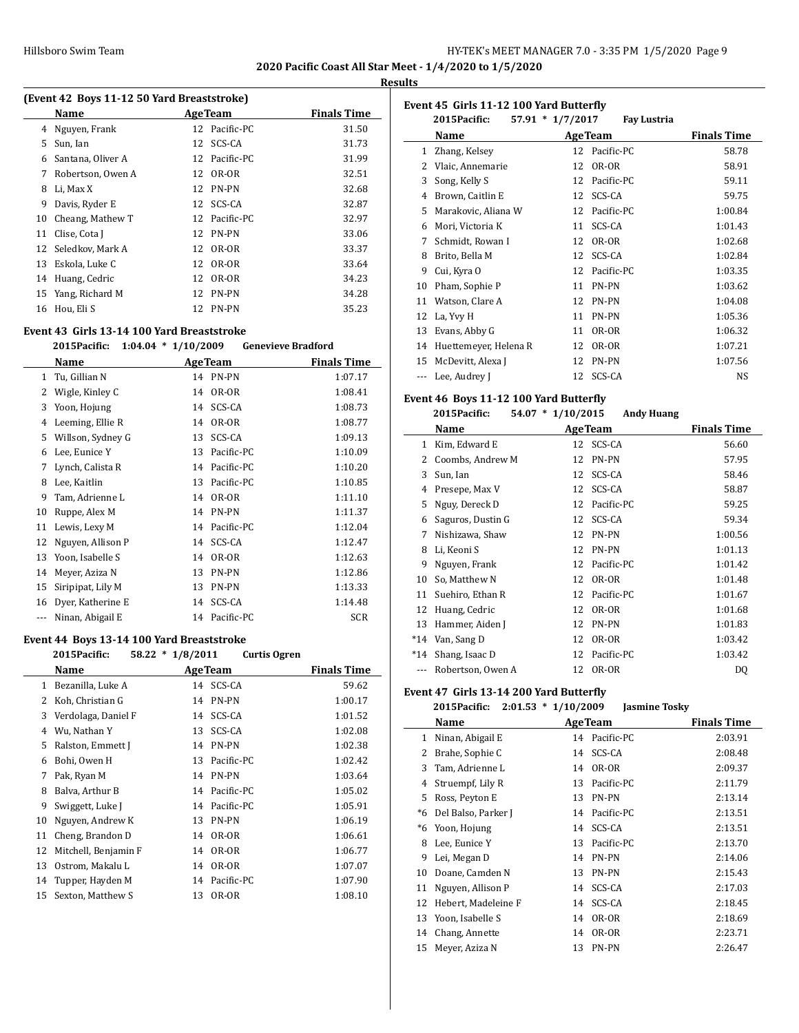## 2020 Pacific Coast All Star Meet - 1/4/2020 to 1/5/2020

### Results

#### (Event 42 Boys 11-12 50 Yard Breaststroke)

| | Name | Age | Team | Finals Time |
|---|---|---|---|---|
| 4 | Nguyen, Frank | 12 | Pacific-PC | 31.50 |
| 5 | Sun, Ian | 12 | SCS-CA | 31.73 |
| 6 | Santana, Oliver A | 12 | Pacific-PC | 31.99 |
| 7 | Robertson, Owen A | 12 | OR-OR | 32.51 |
| 8 | Li, Max X | 12 | PN-PN | 32.68 |
| 9 | Davis, Ryder E | 12 | SCS-CA | 32.87 |
| 10 | Cheang, Mathew T | 12 | Pacific-PC | 32.97 |
| 11 | Clise, Cota J | 12 | PN-PN | 33.06 |
| 12 | Seledkov, Mark A | 12 | OR-OR | 33.37 |
| 13 | Eskola, Luke C | 12 | OR-OR | 33.64 |
| 14 | Huang, Cedric | 12 | OR-OR | 34.23 |
| 15 | Yang, Richard M | 12 | PN-PN | 34.28 |
| 16 | Hou, Eli S | 12 | PN-PN | 35.23 |

#### Event 43 Girls 13-14 100 Yard Breaststroke

2015Pacific: 1:04.04 * 1/10/2009 Genevieve Bradford

| | Name | Age | Team | Finals Time |
|---|---|---|---|---|
| 1 | Tu, Gillian N | 14 | PN-PN | 1:07.17 |
| 2 | Wigle, Kinley C | 14 | OR-OR | 1:08.41 |
| 3 | Yoon, Hojung | 14 | SCS-CA | 1:08.73 |
| 4 | Leeming, Ellie R | 14 | OR-OR | 1:08.77 |
| 5 | Willson, Sydney G | 13 | SCS-CA | 1:09.13 |
| 6 | Lee, Eunice Y | 13 | Pacific-PC | 1:10.09 |
| 7 | Lynch, Calista R | 14 | Pacific-PC | 1:10.20 |
| 8 | Lee, Kaitlin | 13 | Pacific-PC | 1:10.85 |
| 9 | Tam, Adrienne L | 14 | OR-OR | 1:11.10 |
| 10 | Ruppe, Alex M | 14 | PN-PN | 1:11.37 |
| 11 | Lewis, Lexy M | 14 | Pacific-PC | 1:12.04 |
| 12 | Nguyen, Allison P | 14 | SCS-CA | 1:12.47 |
| 13 | Yoon, Isabelle S | 14 | OR-OR | 1:12.63 |
| 14 | Meyer, Aziza N | 13 | PN-PN | 1:12.86 |
| 15 | Siripipat, Lily M | 13 | PN-PN | 1:13.33 |
| 16 | Dyer, Katherine E | 14 | SCS-CA | 1:14.48 |
| --- | Ninan, Abigail E | 14 | Pacific-PC | SCR |

#### Event 44 Boys 13-14 100 Yard Breaststroke

2015Pacific: 58.22 * 1/8/2011 Curtis Ogren

| | Name | Age | Team | Finals Time |
|---|---|---|---|---|
| 1 | Bezanilla, Luke A | 14 | SCS-CA | 59.62 |
| 2 | Koh, Christian G | 14 | PN-PN | 1:00.17 |
| 3 | Verdolaga, Daniel F | 14 | SCS-CA | 1:01.52 |
| 4 | Wu, Nathan Y | 13 | SCS-CA | 1:02.08 |
| 5 | Ralston, Emmett J | 14 | PN-PN | 1:02.38 |
| 6 | Bohi, Owen H | 13 | Pacific-PC | 1:02.42 |
| 7 | Pak, Ryan M | 14 | PN-PN | 1:03.64 |
| 8 | Balva, Arthur B | 14 | Pacific-PC | 1:05.02 |
| 9 | Swiggett, Luke J | 14 | Pacific-PC | 1:05.91 |
| 10 | Nguyen, Andrew K | 13 | PN-PN | 1:06.19 |
| 11 | Cheng, Brandon D | 14 | OR-OR | 1:06.61 |
| 12 | Mitchell, Benjamin F | 14 | OR-OR | 1:06.77 |
| 13 | Ostrom, Makalu L | 14 | OR-OR | 1:07.07 |
| 14 | Tupper, Hayden M | 14 | Pacific-PC | 1:07.90 |
| 15 | Sexton, Matthew S | 13 | OR-OR | 1:08.10 |

#### Event 45 Girls 11-12 100 Yard Butterfly

2015Pacific: 57.91 * 1/7/2017 Fay Lustria

| | Name | Age | Team | Finals Time |
|---|---|---|---|---|
| 1 | Zhang, Kelsey | 12 | Pacific-PC | 58.78 |
| 2 | Vlaic, Annemarie | 12 | OR-OR | 58.91 |
| 3 | Song, Kelly S | 12 | Pacific-PC | 59.11 |
| 4 | Brown, Caitlin E | 12 | SCS-CA | 59.75 |
| 5 | Marakovic, Aliana W | 12 | Pacific-PC | 1:00.84 |
| 6 | Mori, Victoria K | 11 | SCS-CA | 1:01.43 |
| 7 | Schmidt, Rowan I | 12 | OR-OR | 1:02.68 |
| 8 | Brito, Bella M | 12 | SCS-CA | 1:02.84 |
| 9 | Cui, Kyra O | 12 | Pacific-PC | 1:03.35 |
| 10 | Pham, Sophie P | 11 | PN-PN | 1:03.62 |
| 11 | Watson, Clare A | 12 | PN-PN | 1:04.08 |
| 12 | La, Yvy H | 11 | PN-PN | 1:05.36 |
| 13 | Evans, Abby G | 11 | OR-OR | 1:06.32 |
| 14 | Huettemeyer, Helena R | 12 | OR-OR | 1:07.21 |
| 15 | McDevitt, Alexa J | 12 | PN-PN | 1:07.56 |
| --- | Lee, Audrey J | 12 | SCS-CA | NS |

#### Event 46 Boys 11-12 100 Yard Butterfly

2015Pacific: 54.07 * 1/10/2015 Andy Huang

| | Name | Age | Team | Finals Time |
|---|---|---|---|---|
| 1 | Kim, Edward E | 12 | SCS-CA | 56.60 |
| 2 | Coombs, Andrew M | 12 | PN-PN | 57.95 |
| 3 | Sun, Ian | 12 | SCS-CA | 58.46 |
| 4 | Presepe, Max V | 12 | SCS-CA | 58.87 |
| 5 | Nguy, Dereck D | 12 | Pacific-PC | 59.25 |
| 6 | Saguros, Dustin G | 12 | SCS-CA | 59.34 |
| 7 | Nishizawa, Shaw | 12 | PN-PN | 1:00.56 |
| 8 | Li, Keoni S | 12 | PN-PN | 1:01.13 |
| 9 | Nguyen, Frank | 12 | Pacific-PC | 1:01.42 |
| 10 | So, Matthew N | 12 | OR-OR | 1:01.48 |
| 11 | Suehiro, Ethan R | 12 | Pacific-PC | 1:01.67 |
| 12 | Huang, Cedric | 12 | OR-OR | 1:01.68 |
| 13 | Hammer, Aiden J | 12 | PN-PN | 1:01.83 |
| *14 | Van, Sang D | 12 | OR-OR | 1:03.42 |
| *14 | Shang, Isaac D | 12 | Pacific-PC | 1:03.42 |
| --- | Robertson, Owen A | 12 | OR-OR | DQ |

#### Event 47 Girls 13-14 200 Yard Butterfly

2015Pacific: 2:01.53 * 1/10/2009 Jasmine Tosky

| | Name | Age | Team | Finals Time |
|---|---|---|---|---|
| 1 | Ninan, Abigail E | 14 | Pacific-PC | 2:03.91 |
| 2 | Brahe, Sophie C | 14 | SCS-CA | 2:08.48 |
| 3 | Tam, Adrienne L | 14 | OR-OR | 2:09.37 |
| 4 | Struempf, Lily R | 13 | Pacific-PC | 2:11.79 |
| 5 | Ross, Peyton E | 13 | PN-PN | 2:13.14 |
| *6 | Del Balso, Parker J | 14 | Pacific-PC | 2:13.51 |
| *6 | Yoon, Hojung | 14 | SCS-CA | 2:13.51 |
| 8 | Lee, Eunice Y | 13 | Pacific-PC | 2:13.70 |
| 9 | Lei, Megan D | 14 | PN-PN | 2:14.06 |
| 10 | Doane, Camden N | 13 | PN-PN | 2:15.43 |
| 11 | Nguyen, Allison P | 14 | SCS-CA | 2:17.03 |
| 12 | Hebert, Madeleine F | 14 | SCS-CA | 2:18.45 |
| 13 | Yoon, Isabelle S | 14 | OR-OR | 2:18.69 |
| 14 | Chang, Annette | 14 | OR-OR | 2:23.71 |
| 15 | Meyer, Aziza N | 13 | PN-PN | 2:26.47 |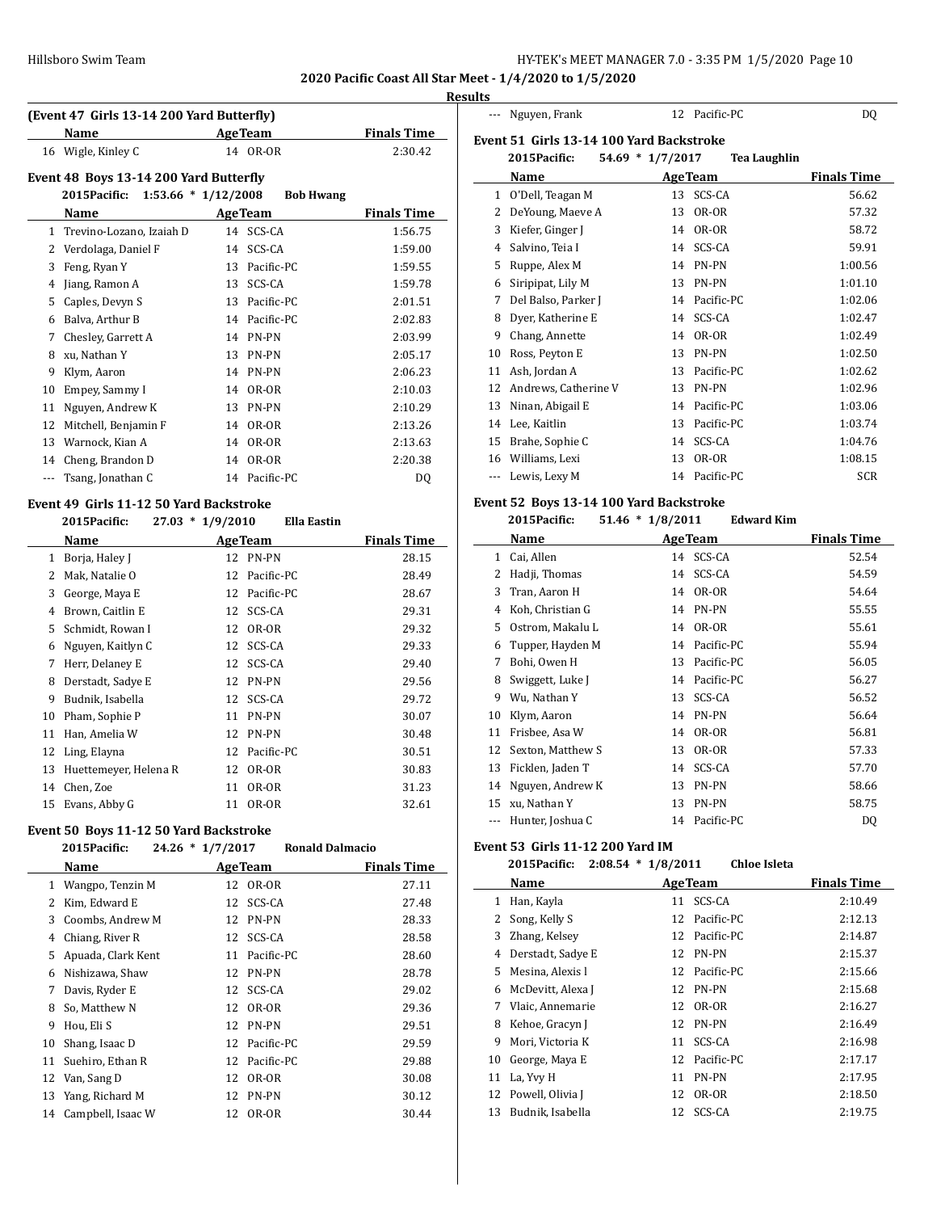**2020 Pacific Coast All Star Meet - 1/4/2020 to 1/5/2020**

**Results**

### (Event 47 Girls 13-14 200 Yard Butterfly)

| | Name | Age | Team | Finals Time |
|---|---|---|---|---|
| 16 | Wigle, Kinley C | 14 | OR-OR | 2:30.42 |

### Event 48 Boys 13-14 200 Yard Butterfly

2015Pacific: 1:53.66 * 1/12/2008 Bob Hwang

| | Name | Age | Team | Finals Time |
|---|---|---|---|---|
| 1 | Trevino-Lozano, Izaiah D | 14 | SCS-CA | 1:56.75 |
| 2 | Verdolaga, Daniel F | 14 | SCS-CA | 1:59.00 |
| 3 | Feng, Ryan Y | 13 | Pacific-PC | 1:59.55 |
| 4 | Jiang, Ramon A | 13 | SCS-CA | 1:59.78 |
| 5 | Caples, Devyn S | 13 | Pacific-PC | 2:01.51 |
| 6 | Balva, Arthur B | 14 | Pacific-PC | 2:02.83 |
| 7 | Chesley, Garrett A | 14 | PN-PN | 2:03.99 |
| 8 | xu, Nathan Y | 13 | PN-PN | 2:05.17 |
| 9 | Klym, Aaron | 14 | PN-PN | 2:06.23 |
| 10 | Empey, Sammy I | 14 | OR-OR | 2:10.03 |
| 11 | Nguyen, Andrew K | 13 | PN-PN | 2:10.29 |
| 12 | Mitchell, Benjamin F | 14 | OR-OR | 2:13.26 |
| 13 | Warnock, Kian A | 14 | OR-OR | 2:13.63 |
| 14 | Cheng, Brandon D | 14 | OR-OR | 2:20.38 |
| --- | Tsang, Jonathan C | 14 | Pacific-PC | DQ |

### Event 49 Girls 11-12 50 Yard Backstroke

2015Pacific: 27.03 * 1/9/2010 Ella Eastin

| | Name | Age | Team | Finals Time |
|---|---|---|---|---|
| 1 | Borja, Haley J | 12 | PN-PN | 28.15 |
| 2 | Mak, Natalie O | 12 | Pacific-PC | 28.49 |
| 3 | George, Maya E | 12 | Pacific-PC | 28.67 |
| 4 | Brown, Caitlin E | 12 | SCS-CA | 29.31 |
| 5 | Schmidt, Rowan I | 12 | OR-OR | 29.32 |
| 6 | Nguyen, Kaitlyn C | 12 | SCS-CA | 29.33 |
| 7 | Herr, Delaney E | 12 | SCS-CA | 29.40 |
| 8 | Derstadt, Sadye E | 12 | PN-PN | 29.56 |
| 9 | Budnik, Isabella | 12 | SCS-CA | 29.72 |
| 10 | Pham, Sophie P | 11 | PN-PN | 30.07 |
| 11 | Han, Amelia W | 12 | PN-PN | 30.48 |
| 12 | Ling, Elayna | 12 | Pacific-PC | 30.51 |
| 13 | Huettemeyer, Helena R | 12 | OR-OR | 30.83 |
| 14 | Chen, Zoe | 11 | OR-OR | 31.23 |
| 15 | Evans, Abby G | 11 | OR-OR | 32.61 |

### Event 50 Boys 11-12 50 Yard Backstroke

2015Pacific: 24.26 * 1/7/2017 Ronald Dalmacio

| | Name | Age | Team | Finals Time |
|---|---|---|---|---|
| 1 | Wangpo, Tenzin M | 12 | OR-OR | 27.11 |
| 2 | Kim, Edward E | 12 | SCS-CA | 27.48 |
| 3 | Coombs, Andrew M | 12 | PN-PN | 28.33 |
| 4 | Chiang, River R | 12 | SCS-CA | 28.58 |
| 5 | Apuada, Clark Kent | 11 | Pacific-PC | 28.60 |
| 6 | Nishizawa, Shaw | 12 | PN-PN | 28.78 |
| 7 | Davis, Ryder E | 12 | SCS-CA | 29.02 |
| 8 | So, Matthew N | 12 | OR-OR | 29.36 |
| 9 | Hou, Eli S | 12 | PN-PN | 29.51 |
| 10 | Shang, Isaac D | 12 | Pacific-PC | 29.59 |
| 11 | Suehiro, Ethan R | 12 | Pacific-PC | 29.88 |
| 12 | Van, Sang D | 12 | OR-OR | 30.08 |
| 13 | Yang, Richard M | 12 | PN-PN | 30.12 |
| 14 | Campbell, Isaac W | 12 | OR-OR | 30.44 |
| --- | Nguyen, Frank | 12 | Pacific-PC | DQ |

### Event 51 Girls 13-14 100 Yard Backstroke

2015Pacific: 54.69 * 1/7/2017 Tea Laughlin

| | Name | Age | Team | Finals Time |
|---|---|---|---|---|
| 1 | O'Dell, Teagan M | 13 | SCS-CA | 56.62 |
| 2 | DeYoung, Maeve A | 13 | OR-OR | 57.32 |
| 3 | Kiefer, Ginger J | 14 | OR-OR | 58.72 |
| 4 | Salvino, Teia I | 14 | SCS-CA | 59.91 |
| 5 | Ruppe, Alex M | 14 | PN-PN | 1:00.56 |
| 6 | Siripipat, Lily M | 13 | PN-PN | 1:01.10 |
| 7 | Del Balso, Parker J | 14 | Pacific-PC | 1:02.06 |
| 8 | Dyer, Katherine E | 14 | SCS-CA | 1:02.47 |
| 9 | Chang, Annette | 14 | OR-OR | 1:02.49 |
| 10 | Ross, Peyton E | 13 | PN-PN | 1:02.50 |
| 11 | Ash, Jordan A | 13 | Pacific-PC | 1:02.62 |
| 12 | Andrews, Catherine V | 13 | PN-PN | 1:02.96 |
| 13 | Ninan, Abigail E | 14 | Pacific-PC | 1:03.06 |
| 14 | Lee, Kaitlin | 13 | Pacific-PC | 1:03.74 |
| 15 | Brahe, Sophie C | 14 | SCS-CA | 1:04.76 |
| 16 | Williams, Lexi | 13 | OR-OR | 1:08.15 |
| --- | Lewis, Lexy M | 14 | Pacific-PC | SCR |

### Event 52 Boys 13-14 100 Yard Backstroke

2015Pacific: 51.46 * 1/8/2011 Edward Kim

| | Name | Age | Team | Finals Time |
|---|---|---|---|---|
| 1 | Cai, Allen | 14 | SCS-CA | 52.54 |
| 2 | Hadji, Thomas | 14 | SCS-CA | 54.59 |
| 3 | Tran, Aaron H | 14 | OR-OR | 54.64 |
| 4 | Koh, Christian G | 14 | PN-PN | 55.55 |
| 5 | Ostrom, Makalu L | 14 | OR-OR | 55.61 |
| 6 | Tupper, Hayden M | 14 | Pacific-PC | 55.94 |
| 7 | Bohi, Owen H | 13 | Pacific-PC | 56.05 |
| 8 | Swiggett, Luke J | 14 | Pacific-PC | 56.27 |
| 9 | Wu, Nathan Y | 13 | SCS-CA | 56.52 |
| 10 | Klym, Aaron | 14 | PN-PN | 56.64 |
| 11 | Frisbee, Asa W | 14 | OR-OR | 56.81 |
| 12 | Sexton, Matthew S | 13 | OR-OR | 57.33 |
| 13 | Ficklen, Jaden T | 14 | SCS-CA | 57.70 |
| 14 | Nguyen, Andrew K | 13 | PN-PN | 58.66 |
| 15 | xu, Nathan Y | 13 | PN-PN | 58.75 |
| --- | Hunter, Joshua C | 14 | Pacific-PC | DQ |

### Event 53 Girls 11-12 200 Yard IM

2015Pacific: 2:08.54 * 1/8/2011 Chloe Isleta

| | Name | Age | Team | Finals Time |
|---|---|---|---|---|
| 1 | Han, Kayla | 11 | SCS-CA | 2:10.49 |
| 2 | Song, Kelly S | 12 | Pacific-PC | 2:12.13 |
| 3 | Zhang, Kelsey | 12 | Pacific-PC | 2:14.87 |
| 4 | Derstadt, Sadye E | 12 | PN-PN | 2:15.37 |
| 5 | Mesina, Alexis l | 12 | Pacific-PC | 2:15.66 |
| 6 | McDevitt, Alexa J | 12 | PN-PN | 2:15.68 |
| 7 | Vlaic, Annemarie | 12 | OR-OR | 2:16.27 |
| 8 | Kehoe, Gracyn J | 12 | PN-PN | 2:16.49 |
| 9 | Mori, Victoria K | 11 | SCS-CA | 2:16.98 |
| 10 | George, Maya E | 12 | Pacific-PC | 2:17.17 |
| 11 | La, Yvy H | 11 | PN-PN | 2:17.95 |
| 12 | Powell, Olivia J | 12 | OR-OR | 2:18.50 |
| 13 | Budnik, Isabella | 12 | SCS-CA | 2:19.75 |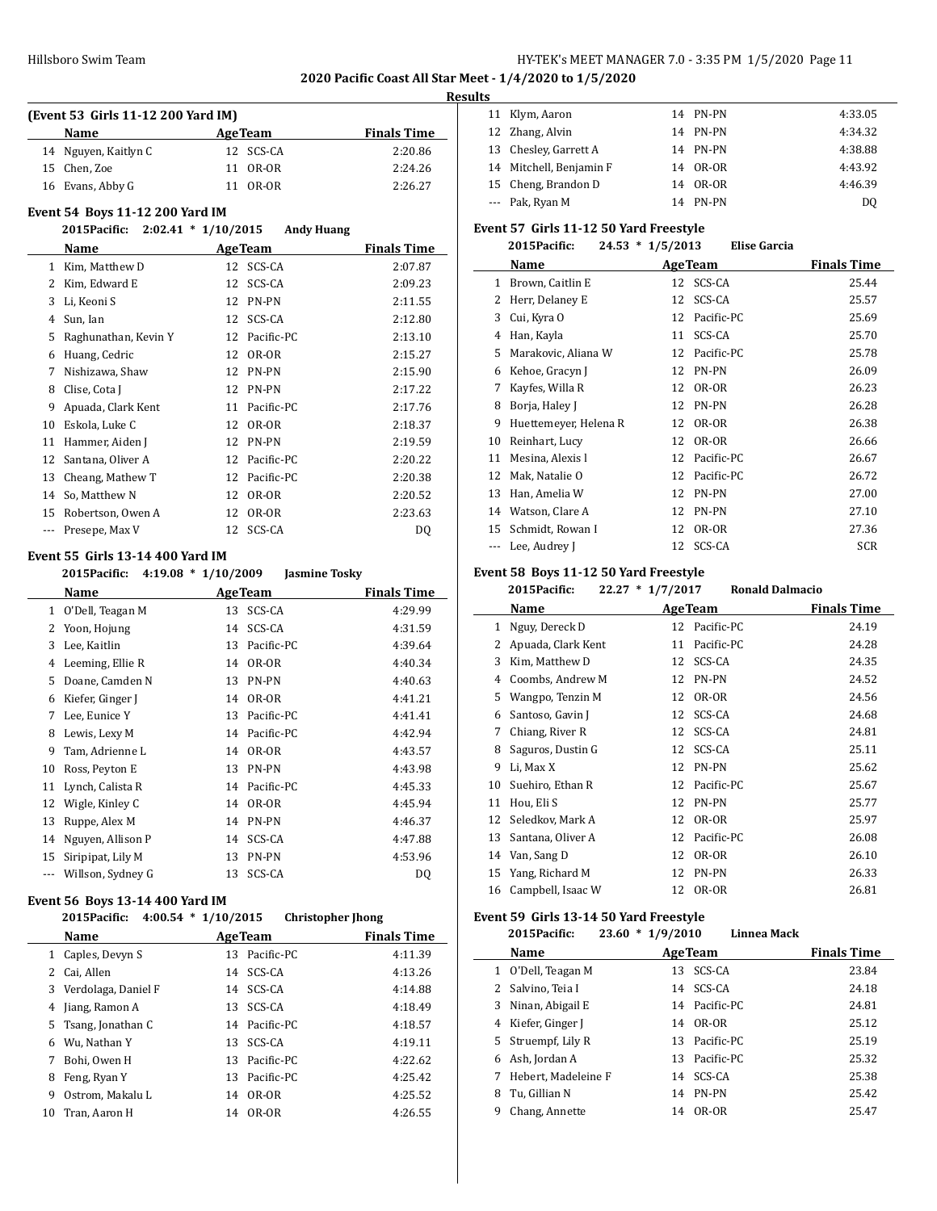2020 Pacific Coast All Star Meet - 1/4/2020 to 1/5/2020

**Results**

### (Event 53 Girls 11-12 200 Yard IM)

| | Name | Age | Team | Finals Time |
|---|---|---|---|---|
| 14 | Nguyen, Kaitlyn C | 12 | SCS-CA | 2:20.86 |
| 15 | Chen, Zoe | 11 | OR-OR | 2:24.26 |
| 16 | Evans, Abby G | 11 | OR-OR | 2:26.27 |

### Event 54 Boys 11-12 200 Yard IM

2015Pacific: 2:02.41 * 1/10/2015 Andy Huang

| | Name | Age | Team | Finals Time |
|---|---|---|---|---|
| 1 | Kim, Matthew D | 12 | SCS-CA | 2:07.87 |
| 2 | Kim, Edward E | 12 | SCS-CA | 2:09.23 |
| 3 | Li, Keoni S | 12 | PN-PN | 2:11.55 |
| 4 | Sun, Ian | 12 | SCS-CA | 2:12.80 |
| 5 | Raghunathan, Kevin Y | 12 | Pacific-PC | 2:13.10 |
| 6 | Huang, Cedric | 12 | OR-OR | 2:15.27 |
| 7 | Nishizawa, Shaw | 12 | PN-PN | 2:15.90 |
| 8 | Clise, Cota J | 12 | PN-PN | 2:17.22 |
| 9 | Apuada, Clark Kent | 11 | Pacific-PC | 2:17.76 |
| 10 | Eskola, Luke C | 12 | OR-OR | 2:18.37 |
| 11 | Hammer, Aiden J | 12 | PN-PN | 2:19.59 |
| 12 | Santana, Oliver A | 12 | Pacific-PC | 2:20.22 |
| 13 | Cheang, Mathew T | 12 | Pacific-PC | 2:20.38 |
| 14 | So, Matthew N | 12 | OR-OR | 2:20.52 |
| 15 | Robertson, Owen A | 12 | OR-OR | 2:23.63 |
| --- | Presepe, Max V | 12 | SCS-CA | DQ |

### Event 55 Girls 13-14 400 Yard IM

2015Pacific: 4:19.08 * 1/10/2009 Jasmine Tosky

| | Name | Age | Team | Finals Time |
|---|---|---|---|---|
| 1 | O'Dell, Teagan M | 13 | SCS-CA | 4:29.99 |
| 2 | Yoon, Hojung | 14 | SCS-CA | 4:31.59 |
| 3 | Lee, Kaitlin | 13 | Pacific-PC | 4:39.64 |
| 4 | Leeming, Ellie R | 14 | OR-OR | 4:40.34 |
| 5 | Doane, Camden N | 13 | PN-PN | 4:40.63 |
| 6 | Kiefer, Ginger J | 14 | OR-OR | 4:41.21 |
| 7 | Lee, Eunice Y | 13 | Pacific-PC | 4:41.41 |
| 8 | Lewis, Lexy M | 14 | Pacific-PC | 4:42.94 |
| 9 | Tam, Adrienne L | 14 | OR-OR | 4:43.57 |
| 10 | Ross, Peyton E | 13 | PN-PN | 4:43.98 |
| 11 | Lynch, Calista R | 14 | Pacific-PC | 4:45.33 |
| 12 | Wigle, Kinley C | 14 | OR-OR | 4:45.94 |
| 13 | Ruppe, Alex M | 14 | PN-PN | 4:46.37 |
| 14 | Nguyen, Allison P | 14 | SCS-CA | 4:47.88 |
| 15 | Siripipat, Lily M | 13 | PN-PN | 4:53.96 |
| --- | Willson, Sydney G | 13 | SCS-CA | DQ |

### Event 56 Boys 13-14 400 Yard IM

2015Pacific: 4:00.54 * 1/10/2015 Christopher Jhong

| | Name | Age | Team | Finals Time |
|---|---|---|---|---|
| 1 | Caples, Devyn S | 13 | Pacific-PC | 4:11.39 |
| 2 | Cai, Allen | 14 | SCS-CA | 4:13.26 |
| 3 | Verdolaga, Daniel F | 14 | SCS-CA | 4:14.88 |
| 4 | Jiang, Ramon A | 13 | SCS-CA | 4:18.49 |
| 5 | Tsang, Jonathan C | 14 | Pacific-PC | 4:18.57 |
| 6 | Wu, Nathan Y | 13 | SCS-CA | 4:19.11 |
| 7 | Bohi, Owen H | 13 | Pacific-PC | 4:22.62 |
| 8 | Feng, Ryan Y | 13 | Pacific-PC | 4:25.42 |
| 9 | Ostrom, Makalu L | 14 | OR-OR | 4:25.52 |
| 10 | Tran, Aaron H | 14 | OR-OR | 4:26.55 |
| 11 | Klym, Aaron | 14 | PN-PN | 4:33.05 |
| 12 | Zhang, Alvin | 14 | PN-PN | 4:34.32 |
| 13 | Chesley, Garrett A | 14 | PN-PN | 4:38.88 |
| 14 | Mitchell, Benjamin F | 14 | OR-OR | 4:43.92 |
| 15 | Cheng, Brandon D | 14 | OR-OR | 4:46.39 |
| --- | Pak, Ryan M | 14 | PN-PN | DQ |

### Event 57 Girls 11-12 50 Yard Freestyle

2015Pacific: 24.53 * 1/5/2013 Elise Garcia

| | Name | Age | Team | Finals Time |
|---|---|---|---|---|
| 1 | Brown, Caitlin E | 12 | SCS-CA | 25.44 |
| 2 | Herr, Delaney E | 12 | SCS-CA | 25.57 |
| 3 | Cui, Kyra O | 12 | Pacific-PC | 25.69 |
| 4 | Han, Kayla | 11 | SCS-CA | 25.70 |
| 5 | Marakovic, Aliana W | 12 | Pacific-PC | 25.78 |
| 6 | Kehoe, Gracyn J | 12 | PN-PN | 26.09 |
| 7 | Kayfes, Willa R | 12 | OR-OR | 26.23 |
| 8 | Borja, Haley J | 12 | PN-PN | 26.28 |
| 9 | Huettemeyer, Helena R | 12 | OR-OR | 26.38 |
| 10 | Reinhart, Lucy | 12 | OR-OR | 26.66 |
| 11 | Mesina, Alexis l | 12 | Pacific-PC | 26.67 |
| 12 | Mak, Natalie O | 12 | Pacific-PC | 26.72 |
| 13 | Han, Amelia W | 12 | PN-PN | 27.00 |
| 14 | Watson, Clare A | 12 | PN-PN | 27.10 |
| 15 | Schmidt, Rowan I | 12 | OR-OR | 27.36 |
| --- | Lee, Audrey J | 12 | SCS-CA | SCR |

### Event 58 Boys 11-12 50 Yard Freestyle

2015Pacific: 22.27 * 1/7/2017 Ronald Dalmacio

| | Name | Age | Team | Finals Time |
|---|---|---|---|---|
| 1 | Nguy, Dereck D | 12 | Pacific-PC | 24.19 |
| 2 | Apuada, Clark Kent | 11 | Pacific-PC | 24.28 |
| 3 | Kim, Matthew D | 12 | SCS-CA | 24.35 |
| 4 | Coombs, Andrew M | 12 | PN-PN | 24.52 |
| 5 | Wangpo, Tenzin M | 12 | OR-OR | 24.56 |
| 6 | Santoso, Gavin J | 12 | SCS-CA | 24.68 |
| 7 | Chiang, River R | 12 | SCS-CA | 24.81 |
| 8 | Saguros, Dustin G | 12 | SCS-CA | 25.11 |
| 9 | Li, Max X | 12 | PN-PN | 25.62 |
| 10 | Suehiro, Ethan R | 12 | Pacific-PC | 25.67 |
| 11 | Hou, Eli S | 12 | PN-PN | 25.77 |
| 12 | Seledkov, Mark A | 12 | OR-OR | 25.97 |
| 13 | Santana, Oliver A | 12 | Pacific-PC | 26.08 |
| 14 | Van, Sang D | 12 | OR-OR | 26.10 |
| 15 | Yang, Richard M | 12 | PN-PN | 26.33 |
| 16 | Campbell, Isaac W | 12 | OR-OR | 26.81 |

### Event 59 Girls 13-14 50 Yard Freestyle

2015Pacific: 23.60 * 1/9/2010 Linnea Mack

| | Name | Age | Team | Finals Time |
|---|---|---|---|---|
| 1 | O'Dell, Teagan M | 13 | SCS-CA | 23.84 |
| 2 | Salvino, Teia I | 14 | SCS-CA | 24.18 |
| 3 | Ninan, Abigail E | 14 | Pacific-PC | 24.81 |
| 4 | Kiefer, Ginger J | 14 | OR-OR | 25.12 |
| 5 | Struempf, Lily R | 13 | Pacific-PC | 25.19 |
| 6 | Ash, Jordan A | 13 | Pacific-PC | 25.32 |
| 7 | Hebert, Madeleine F | 14 | SCS-CA | 25.38 |
| 8 | Tu, Gillian N | 14 | PN-PN | 25.42 |
| 9 | Chang, Annette | 14 | OR-OR | 25.47 |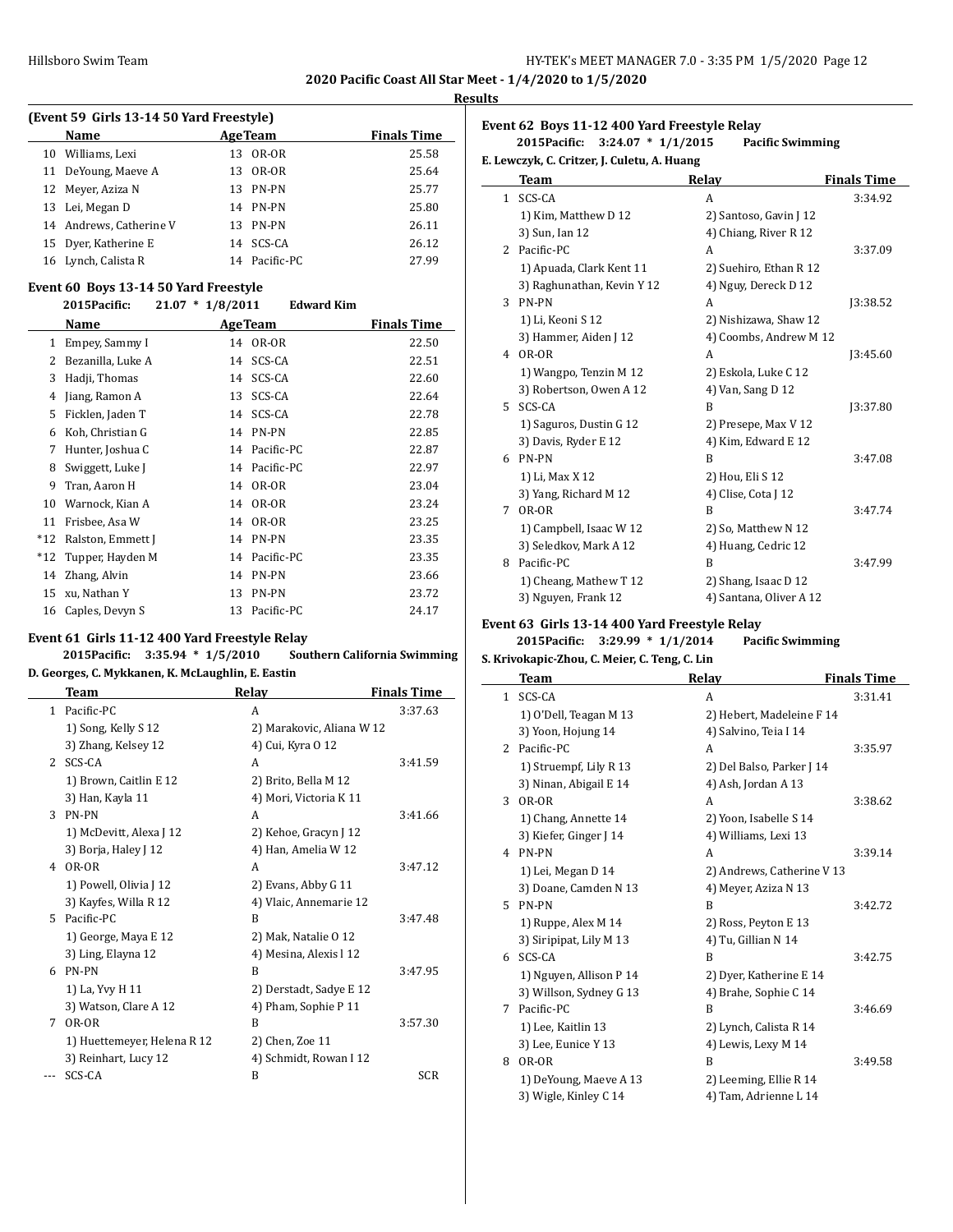**2020 Pacific Coast All Star Meet - 1/4/2020 to 1/5/2020**

**Results**

### (Event 59 Girls 13-14 50 Yard Freestyle)

| | Name | Age | Team | Finals Time |
|---|---|---|---|---|
| 10 | Williams, Lexi | 13 | OR-OR | 25.58 |
| 11 | DeYoung, Maeve A | 13 | OR-OR | 25.64 |
| 12 | Meyer, Aziza N | 13 | PN-PN | 25.77 |
| 13 | Lei, Megan D | 14 | PN-PN | 25.80 |
| 14 | Andrews, Catherine V | 13 | PN-PN | 26.11 |
| 15 | Dyer, Katherine E | 14 | SCS-CA | 26.12 |
| 16 | Lynch, Calista R | 14 | Pacific-PC | 27.99 |

### Event 60 Boys 13-14 50 Yard Freestyle

2015Pacific: 21.07 * 1/8/2011 Edward Kim

| | Name | Age | Team | Finals Time |
|---|---|---|---|---|
| 1 | Empey, Sammy I | 14 | OR-OR | 22.50 |
| 2 | Bezanilla, Luke A | 14 | SCS-CA | 22.51 |
| 3 | Hadji, Thomas | 14 | SCS-CA | 22.60 |
| 4 | Jiang, Ramon A | 13 | SCS-CA | 22.64 |
| 5 | Ficklen, Jaden T | 14 | SCS-CA | 22.78 |
| 6 | Koh, Christian G | 14 | PN-PN | 22.85 |
| 7 | Hunter, Joshua C | 14 | Pacific-PC | 22.87 |
| 8 | Swiggett, Luke J | 14 | Pacific-PC | 22.97 |
| 9 | Tran, Aaron H | 14 | OR-OR | 23.04 |
| 10 | Warnock, Kian A | 14 | OR-OR | 23.24 |
| 11 | Frisbee, Asa W | 14 | OR-OR | 23.25 |
| *12 | Ralston, Emmett J | 14 | PN-PN | 23.35 |
| *12 | Tupper, Hayden M | 14 | Pacific-PC | 23.35 |
| 14 | Zhang, Alvin | 14 | PN-PN | 23.66 |
| 15 | xu, Nathan Y | 13 | PN-PN | 23.72 |
| 16 | Caples, Devyn S | 13 | Pacific-PC | 24.17 |

### Event 61 Girls 11-12 400 Yard Freestyle Relay

2015Pacific: 3:35.94 * 1/5/2010 Southern California Swimming

D. Georges, C. Mykkanen, K. McLaughlin, E. Eastin

| | Team | Relay | Finals Time |
|---|---|---|---|
| 1 | Pacific-PC | A | 3:37.63 |
| | 1) Song, Kelly S 12 | 2) Marakovic, Aliana W 12 | |
| | 3) Zhang, Kelsey 12 | 4) Cui, Kyra O 12 | |
| 2 | SCS-CA | A | 3:41.59 |
| | 1) Brown, Caitlin E 12 | 2) Brito, Bella M 12 | |
| | 3) Han, Kayla 11 | 4) Mori, Victoria K 11 | |
| 3 | PN-PN | A | 3:41.66 |
| | 1) McDevitt, Alexa J 12 | 2) Kehoe, Gracyn J 12 | |
| | 3) Borja, Haley J 12 | 4) Han, Amelia W 12 | |
| 4 | OR-OR | A | 3:47.12 |
| | 1) Powell, Olivia J 12 | 2) Evans, Abby G 11 | |
| | 3) Kayfes, Willa R 12 | 4) Vlaic, Annemarie 12 | |
| 5 | Pacific-PC | B | 3:47.48 |
| | 1) George, Maya E 12 | 2) Mak, Natalie O 12 | |
| | 3) Ling, Elayna 12 | 4) Mesina, Alexis l 12 | |
| 6 | PN-PN | B | 3:47.95 |
| | 1) La, Yvy H 11 | 2) Derstadt, Sadye E 12 | |
| | 3) Watson, Clare A 12 | 4) Pham, Sophie P 11 | |
| 7 | OR-OR | B | 3:57.30 |
| | 1) Huettemeyer, Helena R 12 | 2) Chen, Zoe 11 | |
| | 3) Reinhart, Lucy 12 | 4) Schmidt, Rowan I 12 | |
| --- | SCS-CA | B | SCR |

### Event 62 Boys 11-12 400 Yard Freestyle Relay

2015Pacific: 3:24.07 * 1/1/2015 Pacific Swimming

E. Lewczyk, C. Critzer, J. Culetu, A. Huang

| | Team | Relay | Finals Time |
|---|---|---|---|
| 1 | SCS-CA | A | 3:34.92 |
| | 1) Kim, Matthew D 12 | 2) Santoso, Gavin J 12 | |
| | 3) Sun, Ian 12 | 4) Chiang, River R 12 | |
| 2 | Pacific-PC | A | 3:37.09 |
| | 1) Apuada, Clark Kent 11 | 2) Suehiro, Ethan R 12 | |
| | 3) Raghunathan, Kevin Y 12 | 4) Nguy, Dereck D 12 | |
| 3 | PN-PN | A | J3:38.52 |
| | 1) Li, Keoni S 12 | 2) Nishizawa, Shaw 12 | |
| | 3) Hammer, Aiden J 12 | 4) Coombs, Andrew M 12 | |
| 4 | OR-OR | A | J3:45.60 |
| | 1) Wangpo, Tenzin M 12 | 2) Eskola, Luke C 12 | |
| | 3) Robertson, Owen A 12 | 4) Van, Sang D 12 | |
| 5 | SCS-CA | B | J3:37.80 |
| | 1) Saguros, Dustin G 12 | 2) Presepe, Max V 12 | |
| | 3) Davis, Ryder E 12 | 4) Kim, Edward E 12 | |
| 6 | PN-PN | B | 3:47.08 |
| | 1) Li, Max X 12 | 2) Hou, Eli S 12 | |
| | 3) Yang, Richard M 12 | 4) Clise, Cota J 12 | |
| 7 | OR-OR | B | 3:47.74 |
| | 1) Campbell, Isaac W 12 | 2) So, Matthew N 12 | |
| | 3) Seledkov, Mark A 12 | 4) Huang, Cedric 12 | |
| 8 | Pacific-PC | B | 3:47.99 |
| | 1) Cheang, Mathew T 12 | 2) Shang, Isaac D 12 | |
| | 3) Nguyen, Frank 12 | 4) Santana, Oliver A 12 | |

### Event 63 Girls 13-14 400 Yard Freestyle Relay

2015Pacific: 3:29.99 * 1/1/2014 Pacific Swimming

S. Krivokapic-Zhou, C. Meier, C. Teng, C. Lin

| | Team | Relay | Finals Time |
|---|---|---|---|
| 1 | SCS-CA | A | 3:31.41 |
| | 1) O'Dell, Teagan M 13 | 2) Hebert, Madeleine F 14 | |
| | 3) Yoon, Hojung 14 | 4) Salvino, Teia I 14 | |
| 2 | Pacific-PC | A | 3:35.97 |
| | 1) Struempf, Lily R 13 | 2) Del Balso, Parker J 14 | |
| | 3) Ninan, Abigail E 14 | 4) Ash, Jordan A 13 | |
| 3 | OR-OR | A | 3:38.62 |
| | 1) Chang, Annette 14 | 2) Yoon, Isabelle S 14 | |
| | 3) Kiefer, Ginger J 14 | 4) Williams, Lexi 13 | |
| 4 | PN-PN | A | 3:39.14 |
| | 1) Lei, Megan D 14 | 2) Andrews, Catherine V 13 | |
| | 3) Doane, Camden N 13 | 4) Meyer, Aziza N 13 | |
| 5 | PN-PN | B | 3:42.72 |
| | 1) Ruppe, Alex M 14 | 2) Ross, Peyton E 13 | |
| | 3) Siripipat, Lily M 13 | 4) Tu, Gillian N 14 | |
| 6 | SCS-CA | B | 3:42.75 |
| | 1) Nguyen, Allison P 14 | 2) Dyer, Katherine E 14 | |
| | 3) Willson, Sydney G 13 | 4) Brahe, Sophie C 14 | |
| 7 | Pacific-PC | B | 3:46.69 |
| | 1) Lee, Kaitlin 13 | 2) Lynch, Calista R 14 | |
| | 3) Lee, Eunice Y 13 | 4) Lewis, Lexy M 14 | |
| 8 | OR-OR | B | 3:49.58 |
| | 1) DeYoung, Maeve A 13 | 2) Leeming, Ellie R 14 | |
| | 3) Wigle, Kinley C 14 | 4) Tam, Adrienne L 14 | |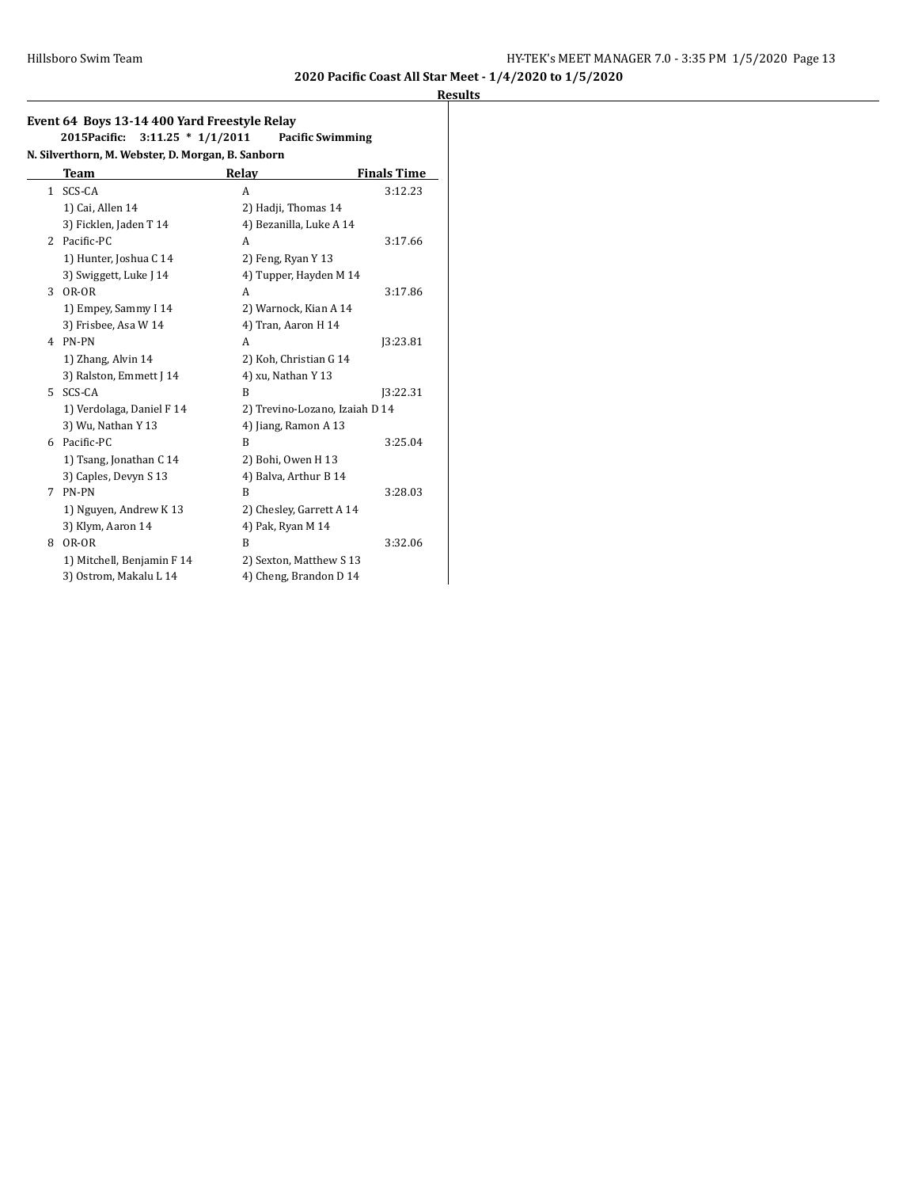**2020 Pacific Coast All Star Meet - 1/4/2020 to 1/5/2020**

**Results**

### Event 64 Boys 13-14 400 Yard Freestyle Relay

**2015Pacific: 3:11.25 * 1/1/2011 Pacific Swimming**

**N. Silverthorn, M. Webster, D. Morgan, B. Sanborn**

| | Team | Relay | Finals Time |
|---|---|---|---|
| 1 | SCS-CA | A | 3:12.23 |
| | 1) Cai, Allen 14 | 2) Hadji, Thomas 14 | |
| | 3) Ficklen, Jaden T 14 | 4) Bezanilla, Luke A 14 | |
| 2 | Pacific-PC | A | 3:17.66 |
| | 1) Hunter, Joshua C 14 | 2) Feng, Ryan Y 13 | |
| | 3) Swiggett, Luke J 14 | 4) Tupper, Hayden M 14 | |
| 3 | OR-OR | A | 3:17.86 |
| | 1) Empey, Sammy I 14 | 2) Warnock, Kian A 14 | |
| | 3) Frisbee, Asa W 14 | 4) Tran, Aaron H 14 | |
| 4 | PN-PN | A | J3:23.81 |
| | 1) Zhang, Alvin 14 | 2) Koh, Christian G 14 | |
| | 3) Ralston, Emmett J 14 | 4) xu, Nathan Y 13 | |
| 5 | SCS-CA | B | J3:22.31 |
| | 1) Verdolaga, Daniel F 14 | 2) Trevino-Lozano, Izaiah D 14 | |
| | 3) Wu, Nathan Y 13 | 4) Jiang, Ramon A 13 | |
| 6 | Pacific-PC | B | 3:25.04 |
| | 1) Tsang, Jonathan C 14 | 2) Bohi, Owen H 13 | |
| | 3) Caples, Devyn S 13 | 4) Balva, Arthur B 14 | |
| 7 | PN-PN | B | 3:28.03 |
| | 1) Nguyen, Andrew K 13 | 2) Chesley, Garrett A 14 | |
| | 3) Klym, Aaron 14 | 4) Pak, Ryan M 14 | |
| 8 | OR-OR | B | 3:32.06 |
| | 1) Mitchell, Benjamin F 14 | 2) Sexton, Matthew S 13 | |
| | 3) Ostrom, Makalu L 14 | 4) Cheng, Brandon D 14 | |